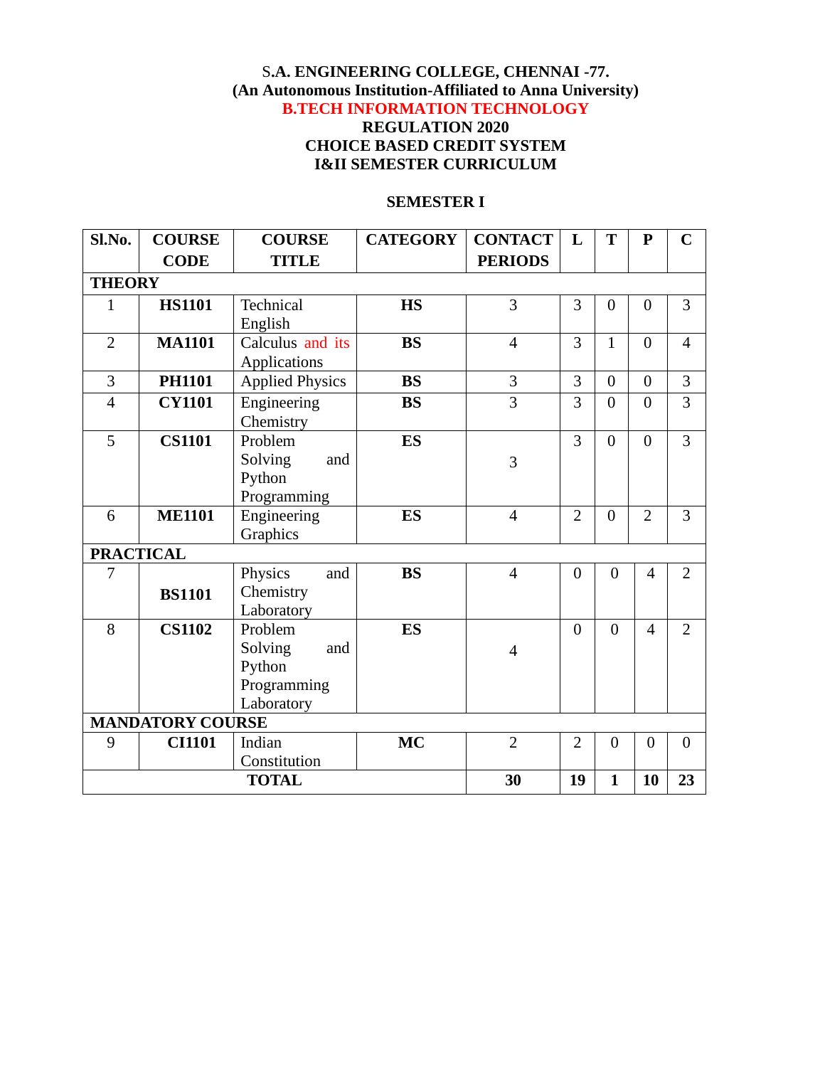**S.A. ENGINEERING COLLEGE, CHENNAI -77.**

**(An Autonomous Institution-Affiliated to Anna University)**

**B.TECH INFORMATION TECHNOLOGY**

**REGULATION 2020**

**CHOICE BASED CREDIT SYSTEM**

**I&II SEMESTER CURRICULUM**

## SEMESTER I

| Sl.No. | COURSE CODE | COURSE TITLE | CATEGORY | CONTACT PERIODS | L | T | P | C |
|---|---|---|---|---|---|---|---|---|
| **THEORY** | | | | | | | | |
| 1 | **HS1101** | Technical English | **HS** | 3 | 3 | 0 | 0 | 3 |
| 2 | **MA1101** | Calculus and its Applications | **BS** | 4 | 3 | 1 | 0 | 4 |
| 3 | **PH1101** | Applied Physics | **BS** | 3 | 3 | 0 | 0 | 3 |
| 4 | **CY1101** | Engineering Chemistry | **BS** | 3 | 3 | 0 | 0 | 3 |
| 5 | **CS1101** | Problem Solving and Python Programming | **ES** | 3 | 3 | 0 | 0 | 3 |
| 6 | **ME1101** | Engineering Graphics | **ES** | 4 | 2 | 0 | 2 | 3 |
| **PRACTICAL** | | | | | | | | |
| 7 | **BS1101** | Physics and Chemistry Laboratory | **BS** | 4 | 0 | 0 | 4 | 2 |
| 8 | **CS1102** | Problem Solving and Python Programming Laboratory | **ES** | 4 | 0 | 0 | 4 | 2 |
| **MANDATORY COURSE** | | | | | | | | |
| 9 | **CI1101** | Indian Constitution | **MC** | 2 | 2 | 0 | 0 | 0 |
| **TOTAL** | | | | **30** | **19** | **1** | **10** | **23** |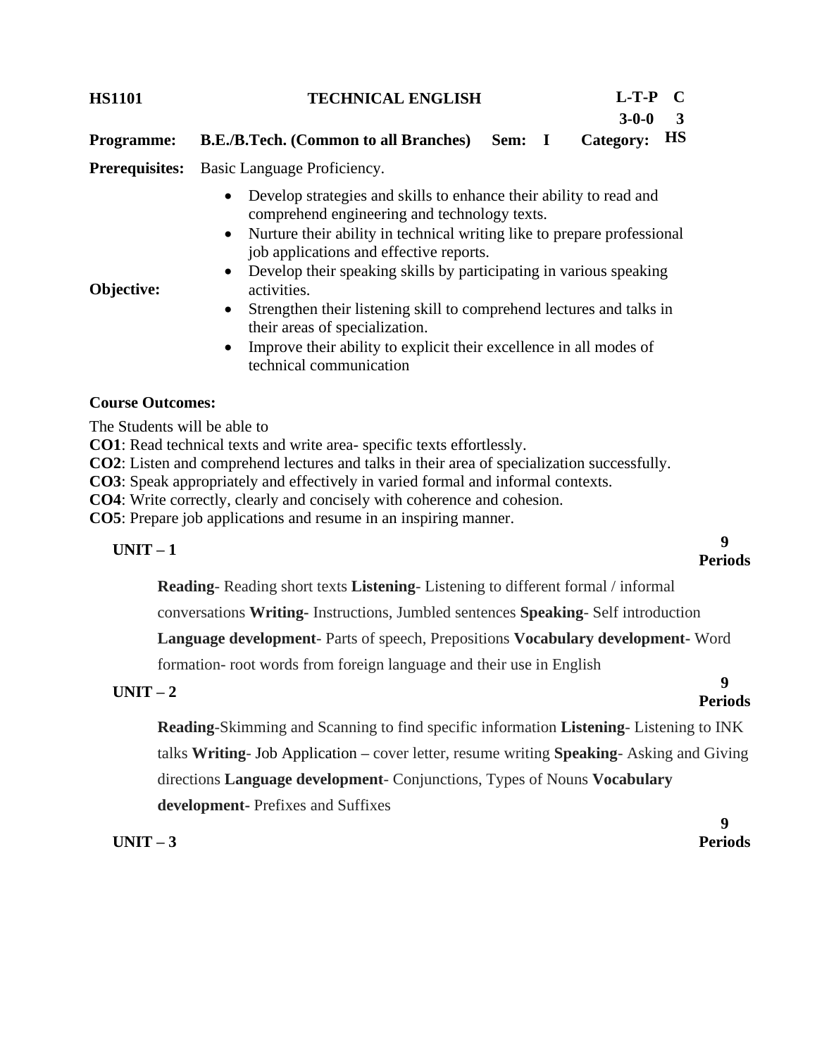| | | | |
|---|---|---|---|
| **HS1101** | **TECHNICAL ENGLISH** | **L-T-P** **3-0-0** | **C** **3** |
| **Programme:** | **B.E./B.Tech. (Common to all Branches)** **Sem: I** | **Category:** | **HS** |
| **Prerequisites:** | Basic Language Proficiency. | | |

**Objective:**

- Develop strategies and skills to enhance their ability to read and comprehend engineering and technology texts.
- Nurture their ability in technical writing like to prepare professional job applications and effective reports.
- Develop their speaking skills by participating in various speaking activities.
- Strengthen their listening skill to comprehend lectures and talks in their areas of specialization.
- Improve their ability to explicit their excellence in all modes of technical communication

**Course Outcomes:**

The Students will be able to

**CO1**: Read technical texts and write area- specific texts effortlessly.
**CO2**: Listen and comprehend lectures and talks in their area of specialization successfully.
**CO3**: Speak appropriately and effectively in varied formal and informal contexts.
**CO4**: Write correctly, clearly and concisely with coherence and cohesion.
**CO5**: Prepare job applications and resume in an inspiring manner.

**UNIT – 1** **9 Periods**

**Reading**- Reading short texts **Listening**- Listening to different formal / informal conversations **Writing**- Instructions, Jumbled sentences **Speaking**- Self introduction **Language development**- Parts of speech, Prepositions **Vocabulary development**- Word formation- root words from foreign language and their use in English

**UNIT – 2** **9 Periods**

**Reading**-Skimming and Scanning to find specific information **Listening**- Listening to INK talks **Writing**- Job Application – cover letter, resume writing **Speaking**- Asking and Giving directions **Language development**- Conjunctions, Types of Nouns **Vocabulary development**- Prefixes and Suffixes

**UNIT – 3** **9 Periods**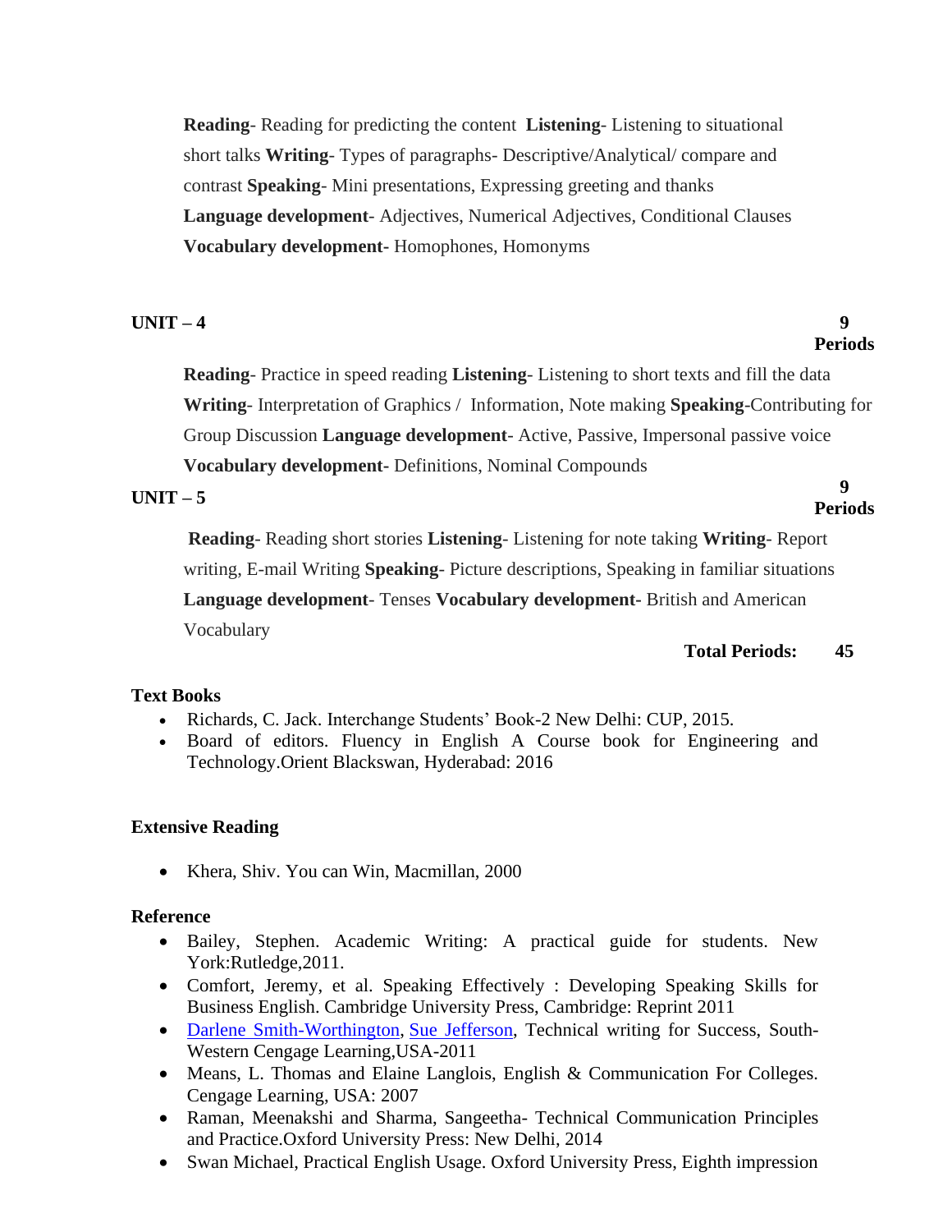**Reading**- Reading for predicting the content **Listening**- Listening to situational short talks **Writing**- Types of paragraphs- Descriptive/Analytical/ compare and contrast **Speaking**- Mini presentations, Expressing greeting and thanks **Language development**- Adjectives, Numerical Adjectives, Conditional Clauses **Vocabulary development**- Homophones, Homonyms

**UNIT – 4** **9 Periods**

**Reading**- Practice in speed reading **Listening**- Listening to short texts and fill the data **Writing**- Interpretation of Graphics / Information, Note making **Speaking**-Contributing for Group Discussion **Language development**- Active, Passive, Impersonal passive voice **Vocabulary development-** Definitions, Nominal Compounds

**UNIT – 5** **9 Periods**

**Reading**- Reading short stories **Listening**- Listening for note taking **Writing**- Report writing, E-mail Writing **Speaking**- Picture descriptions, Speaking in familiar situations **Language development**- Tenses **Vocabulary development-** British and American Vocabulary

**Total Periods: 45**

**Text Books**

- Richards, C. Jack. Interchange Students' Book-2 New Delhi: CUP, 2015.
- Board of editors. Fluency in English A Course book for Engineering and Technology.Orient Blackswan, Hyderabad: 2016

**Extensive Reading**

- Khera, Shiv. You can Win, Macmillan, 2000

**Reference**

- Bailey, Stephen. Academic Writing: A practical guide for students. New York:Rutledge,2011.
- Comfort, Jeremy, et al. Speaking Effectively : Developing Speaking Skills for Business English. Cambridge University Press, Cambridge: Reprint 2011
- Darlene Smith-Worthington, Sue Jefferson, Technical writing for Success, South-Western Cengage Learning,USA-2011
- Means, L. Thomas and Elaine Langlois, English & Communication For Colleges. Cengage Learning, USA: 2007
- Raman, Meenakshi and Sharma, Sangeetha- Technical Communication Principles and Practice.Oxford University Press: New Delhi, 2014
- Swan Michael, Practical English Usage. Oxford University Press, Eighth impression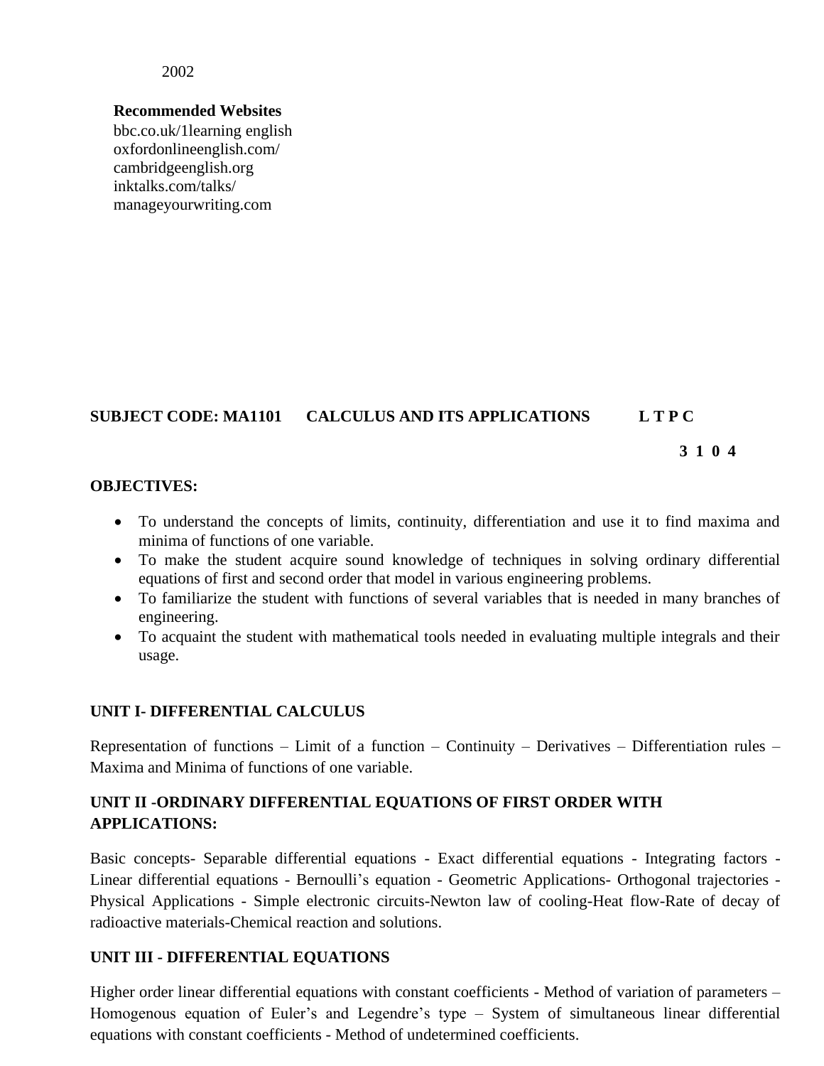2002

**Recommended Websites**
bbc.co.uk/1learning english
oxfordonlineenglish.com/
cambridgeenglish.org
inktalks.com/talks/
manageyourwriting.com

**SUBJECT CODE: MA1101 CALCULUS AND ITS APPLICATIONS L T P C**

**3 1 0 4**

**OBJECTIVES:**

- To understand the concepts of limits, continuity, differentiation and use it to find maxima and minima of functions of one variable.
- To make the student acquire sound knowledge of techniques in solving ordinary differential equations of first and second order that model in various engineering problems.
- To familiarize the student with functions of several variables that is needed in many branches of engineering.
- To acquaint the student with mathematical tools needed in evaluating multiple integrals and their usage.

**UNIT I- DIFFERENTIAL CALCULUS**

Representation of functions – Limit of a function – Continuity – Derivatives – Differentiation rules – Maxima and Minima of functions of one variable.

**UNIT II -ORDINARY DIFFERENTIAL EQUATIONS OF FIRST ORDER WITH APPLICATIONS:**

Basic concepts- Separable differential equations - Exact differential equations - Integrating factors - Linear differential equations - Bernoulli's equation - Geometric Applications- Orthogonal trajectories - Physical Applications - Simple electronic circuits-Newton law of cooling-Heat flow-Rate of decay of radioactive materials-Chemical reaction and solutions.

**UNIT III - DIFFERENTIAL EQUATIONS**

Higher order linear differential equations with constant coefficients - Method of variation of parameters – Homogenous equation of Euler's and Legendre's type – System of simultaneous linear differential equations with constant coefficients - Method of undetermined coefficients.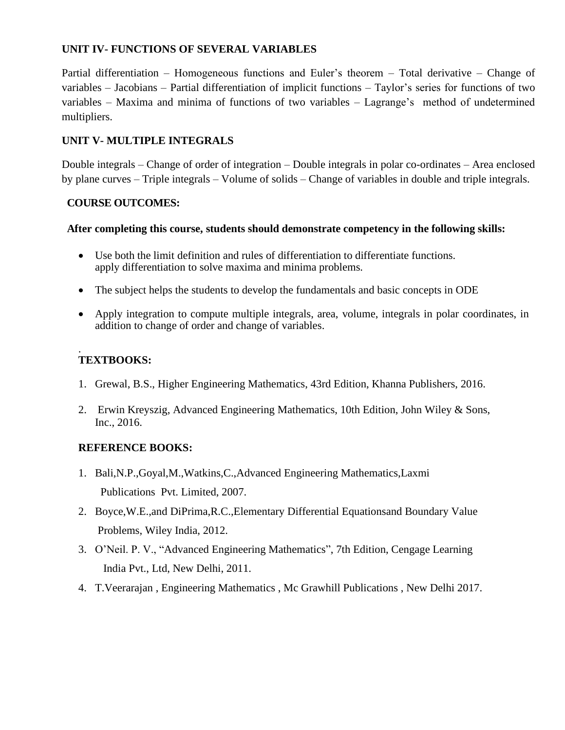**UNIT IV- FUNCTIONS OF SEVERAL VARIABLES**

Partial differentiation – Homogeneous functions and Euler's theorem – Total derivative – Change of variables – Jacobians – Partial differentiation of implicit functions – Taylor's series for functions of two variables – Maxima and minima of functions of two variables – Lagrange's method of undetermined multipliers.

**UNIT V- MULTIPLE INTEGRALS**

Double integrals – Change of order of integration – Double integrals in polar co-ordinates – Area enclosed by plane curves – Triple integrals – Volume of solids – Change of variables in double and triple integrals.

**COURSE OUTCOMES:**

**After completing this course, students should demonstrate competency in the following skills:**

- Use both the limit definition and rules of differentiation to differentiate functions. apply differentiation to solve maxima and minima problems.
- The subject helps the students to develop the fundamentals and basic concepts in ODE
- Apply integration to compute multiple integrals, area, volume, integrals in polar coordinates, in addition to change of order and change of variables.

.

**TEXTBOOKS:**

1. Grewal, B.S., Higher Engineering Mathematics, 43rd Edition, Khanna Publishers, 2016.
2. Erwin Kreyszig, Advanced Engineering Mathematics, 10th Edition, John Wiley & Sons, Inc., 2016.

**REFERENCE BOOKS:**

1. Bali,N.P.,Goyal,M.,Watkins,C.,Advanced Engineering Mathematics,Laxmi Publications Pvt. Limited, 2007.
2. Boyce,W.E.,and DiPrima,R.C.,Elementary Differential Equationsand Boundary Value Problems, Wiley India, 2012.
3. O'Neil. P. V., "Advanced Engineering Mathematics", 7th Edition, Cengage Learning India Pvt., Ltd, New Delhi, 2011.
4. T.Veerarajan , Engineering Mathematics , Mc Grawhill Publications , New Delhi 2017.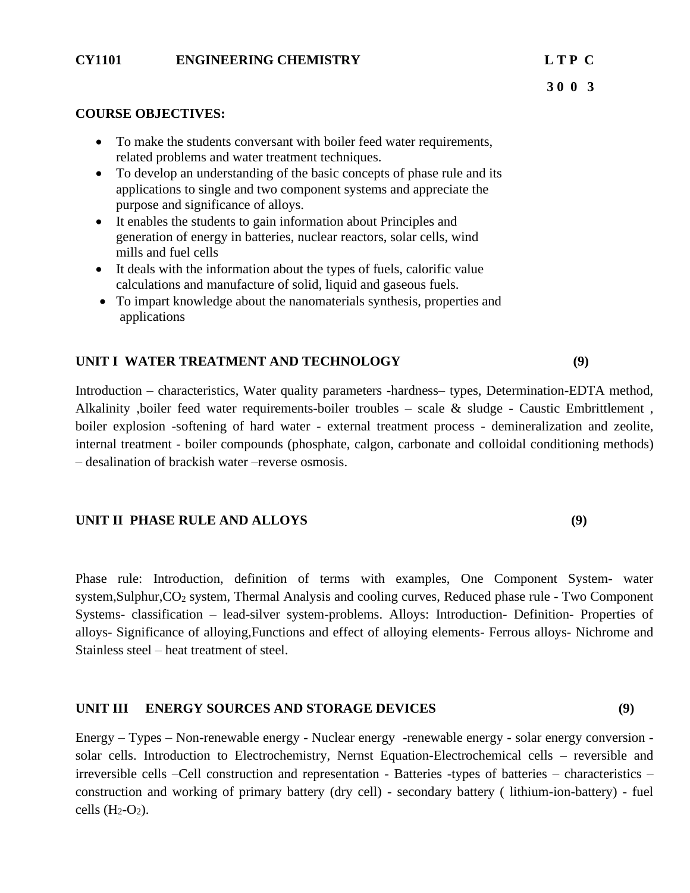**CY1101 ENGINEERING CHEMISTRY** **L T P C**

**3 0 0 3**

**COURSE OBJECTIVES:**

- To make the students conversant with boiler feed water requirements, related problems and water treatment techniques.
- To develop an understanding of the basic concepts of phase rule and its applications to single and two component systems and appreciate the purpose and significance of alloys.
- It enables the students to gain information about Principles and generation of energy in batteries, nuclear reactors, solar cells, wind mills and fuel cells
- It deals with the information about the types of fuels, calorific value calculations and manufacture of solid, liquid and gaseous fuels.
- To impart knowledge about the nanomaterials synthesis, properties and applications

**UNIT I WATER TREATMENT AND TECHNOLOGY (9)**

Introduction – characteristics, Water quality parameters -hardness– types, Determination-EDTA method, Alkalinity ,boiler feed water requirements-boiler troubles – scale & sludge - Caustic Embrittlement , boiler explosion -softening of hard water - external treatment process - demineralization and zeolite, internal treatment - boiler compounds (phosphate, calgon, carbonate and colloidal conditioning methods) – desalination of brackish water –reverse osmosis.

**UNIT II PHASE RULE AND ALLOYS (9)**

Phase rule: Introduction, definition of terms with examples, One Component System- water system,Sulphur,$CO_2$ system, Thermal Analysis and cooling curves, Reduced phase rule - Two Component Systems- classification – lead-silver system-problems. Alloys: Introduction- Definition- Properties of alloys- Significance of alloying,Functions and effect of alloying elements- Ferrous alloys- Nichrome and Stainless steel – heat treatment of steel.

**UNIT III ENERGY SOURCES AND STORAGE DEVICES (9)**

Energy – Types – Non-renewable energy - Nuclear energy -renewable energy - solar energy conversion - solar cells. Introduction to Electrochemistry, Nernst Equation-Electrochemical cells – reversible and irreversible cells –Cell construction and representation - Batteries -types of batteries – characteristics – construction and working of primary battery (dry cell) - secondary battery ( lithium-ion-battery) - fuel cells ($H_2$-$O_2$).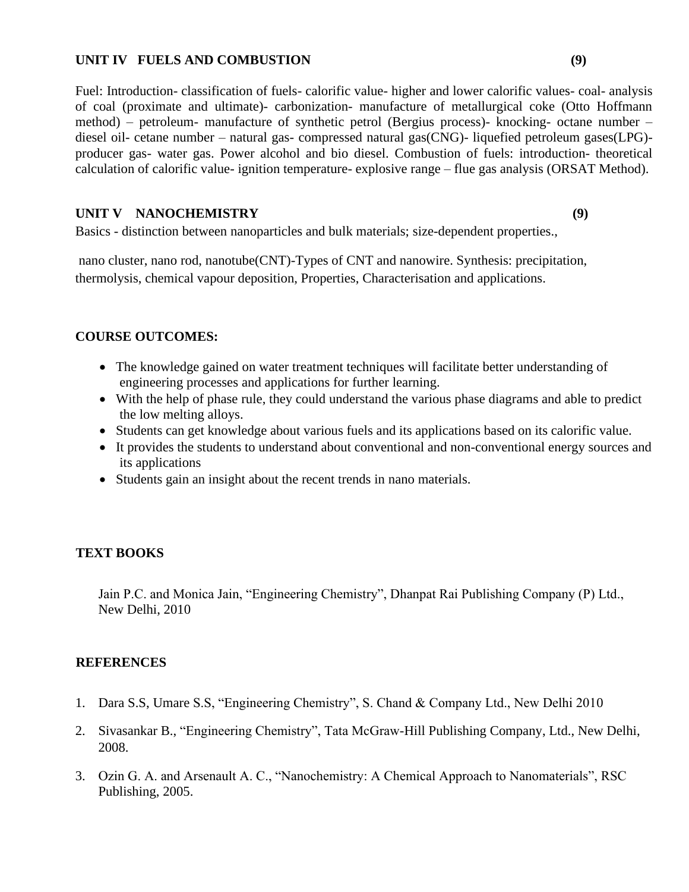**UNIT IV FUELS AND COMBUSTION (9)**

Fuel: Introduction- classification of fuels- calorific value- higher and lower calorific values- coal- analysis of coal (proximate and ultimate)- carbonization- manufacture of metallurgical coke (Otto Hoffmann method) – petroleum- manufacture of synthetic petrol (Bergius process)- knocking- octane number – diesel oil- cetane number – natural gas- compressed natural gas(CNG)- liquefied petroleum gases(LPG)- producer gas- water gas. Power alcohol and bio diesel. Combustion of fuels: introduction- theoretical calculation of calorific value- ignition temperature- explosive range – flue gas analysis (ORSAT Method).

**UNIT V NANOCHEMISTRY (9)**

Basics - distinction between nanoparticles and bulk materials; size-dependent properties.,

nano cluster, nano rod, nanotube(CNT)-Types of CNT and nanowire. Synthesis: precipitation, thermolysis, chemical vapour deposition, Properties, Characterisation and applications.

**COURSE OUTCOMES:**

- The knowledge gained on water treatment techniques will facilitate better understanding of engineering processes and applications for further learning.
- With the help of phase rule, they could understand the various phase diagrams and able to predict the low melting alloys.
- Students can get knowledge about various fuels and its applications based on its calorific value.
- It provides the students to understand about conventional and non-conventional energy sources and its applications
- Students gain an insight about the recent trends in nano materials.

**TEXT BOOKS**

Jain P.C. and Monica Jain, "Engineering Chemistry", Dhanpat Rai Publishing Company (P) Ltd., New Delhi, 2010

**REFERENCES**

1. Dara S.S, Umare S.S, "Engineering Chemistry", S. Chand & Company Ltd., New Delhi 2010
2. Sivasankar B., "Engineering Chemistry", Tata McGraw-Hill Publishing Company, Ltd., New Delhi, 2008.
3. Ozin G. A. and Arsenault A. C., "Nanochemistry: A Chemical Approach to Nanomaterials", RSC Publishing, 2005.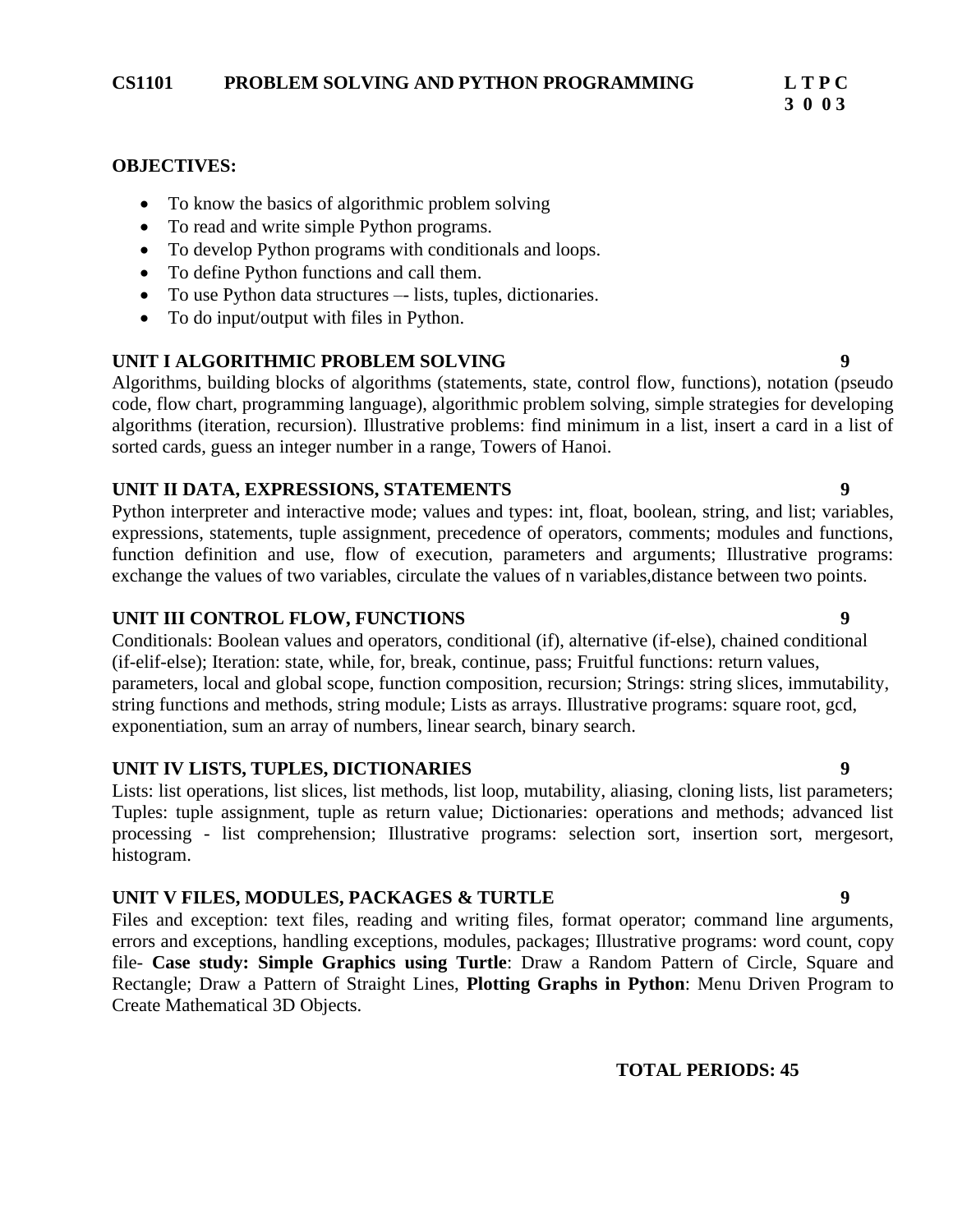**CS1101 PROBLEM SOLVING AND PYTHON PROGRAMMING L T P C**
**3 0 0 3**

**OBJECTIVES:**

- To know the basics of algorithmic problem solving
- To read and write simple Python programs.
- To develop Python programs with conditionals and loops.
- To define Python functions and call them.
- To use Python data structures –- lists, tuples, dictionaries.
- To do input/output with files in Python.

**UNIT I ALGORITHMIC PROBLEM SOLVING 9**

Algorithms, building blocks of algorithms (statements, state, control flow, functions), notation (pseudo code, flow chart, programming language), algorithmic problem solving, simple strategies for developing algorithms (iteration, recursion). Illustrative problems: find minimum in a list, insert a card in a list of sorted cards, guess an integer number in a range, Towers of Hanoi.

**UNIT II DATA, EXPRESSIONS, STATEMENTS 9**

Python interpreter and interactive mode; values and types: int, float, boolean, string, and list; variables, expressions, statements, tuple assignment, precedence of operators, comments; modules and functions, function definition and use, flow of execution, parameters and arguments; Illustrative programs: exchange the values of two variables, circulate the values of n variables,distance between two points.

**UNIT III CONTROL FLOW, FUNCTIONS 9**

Conditionals: Boolean values and operators, conditional (if), alternative (if-else), chained conditional (if-elif-else); Iteration: state, while, for, break, continue, pass; Fruitful functions: return values, parameters, local and global scope, function composition, recursion; Strings: string slices, immutability, string functions and methods, string module; Lists as arrays. Illustrative programs: square root, gcd, exponentiation, sum an array of numbers, linear search, binary search.

**UNIT IV LISTS, TUPLES, DICTIONARIES 9**

Lists: list operations, list slices, list methods, list loop, mutability, aliasing, cloning lists, list parameters; Tuples: tuple assignment, tuple as return value; Dictionaries: operations and methods; advanced list processing - list comprehension; Illustrative programs: selection sort, insertion sort, mergesort, histogram.

**UNIT V FILES, MODULES, PACKAGES & TURTLE 9**

Files and exception: text files, reading and writing files, format operator; command line arguments, errors and exceptions, handling exceptions, modules, packages; Illustrative programs: word count, copy file- **Case study: Simple Graphics using Turtle**: Draw a Random Pattern of Circle, Square and Rectangle; Draw a Pattern of Straight Lines, **Plotting Graphs in Python**: Menu Driven Program to Create Mathematical 3D Objects.

**TOTAL PERIODS: 45**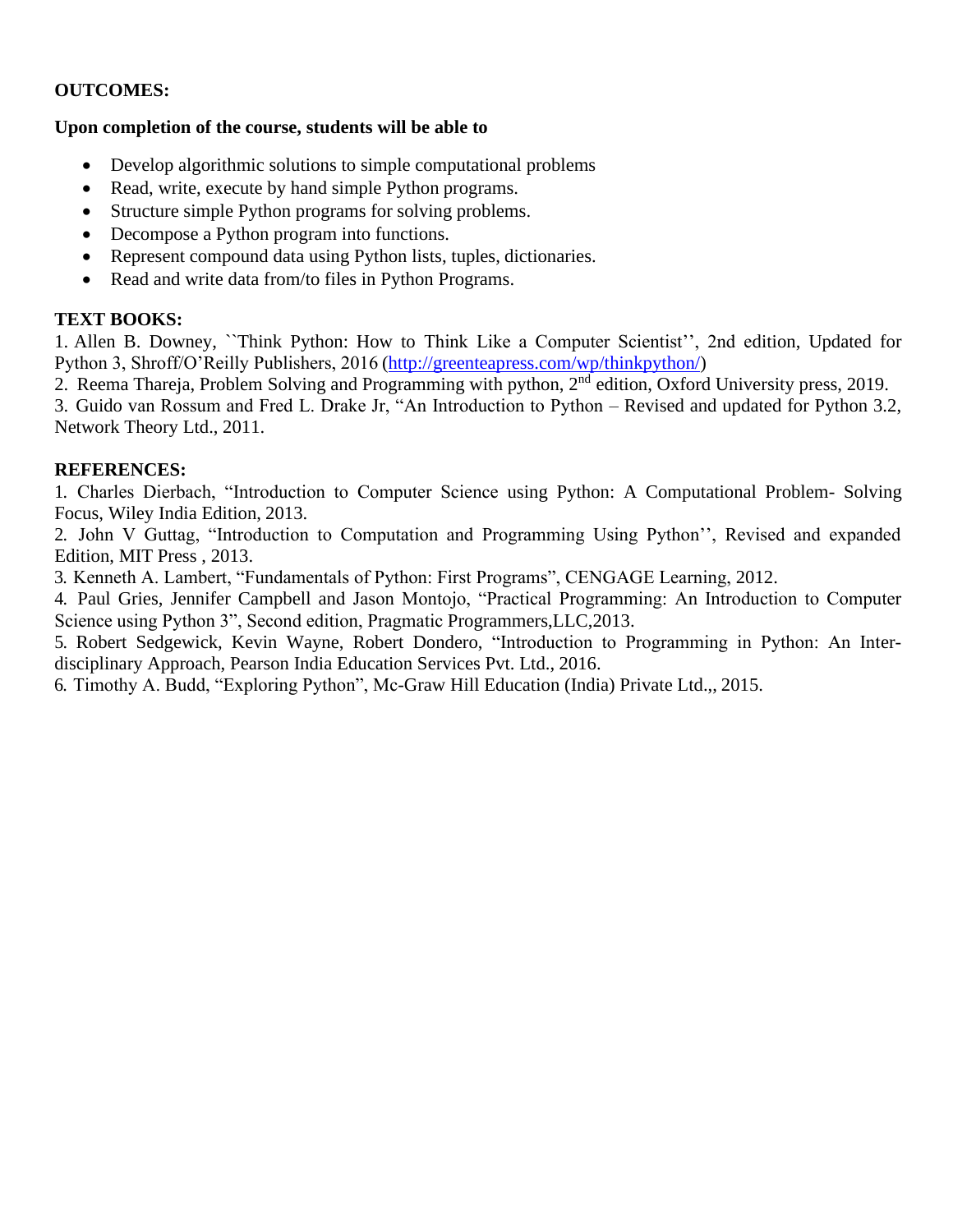**OUTCOMES:**

**Upon completion of the course, students will be able to**

- Develop algorithmic solutions to simple computational problems
- Read, write, execute by hand simple Python programs.
- Structure simple Python programs for solving problems.
- Decompose a Python program into functions.
- Represent compound data using Python lists, tuples, dictionaries.
- Read and write data from/to files in Python Programs.

**TEXT BOOKS:**

1. Allen B. Downey, ``Think Python: How to Think Like a Computer Scientist'', 2nd edition, Updated for Python 3, Shroff/O'Reilly Publishers, 2016 (http://greenteapress.com/wp/thinkpython/)
2. Reema Thareja, Problem Solving and Programming with python, 2nd edition, Oxford University press, 2019.
3. Guido van Rossum and Fred L. Drake Jr, "An Introduction to Python – Revised and updated for Python 3.2, Network Theory Ltd., 2011.

**REFERENCES:**

1. Charles Dierbach, "Introduction to Computer Science using Python: A Computational Problem- Solving Focus, Wiley India Edition, 2013.
2. John V Guttag, "Introduction to Computation and Programming Using Python'', Revised and expanded Edition, MIT Press , 2013.
3. Kenneth A. Lambert, "Fundamentals of Python: First Programs", CENGAGE Learning, 2012.
4. Paul Gries, Jennifer Campbell and Jason Montojo, "Practical Programming: An Introduction to Computer Science using Python 3", Second edition, Pragmatic Programmers,LLC,2013.
5. Robert Sedgewick, Kevin Wayne, Robert Dondero, "Introduction to Programming in Python: An Inter-disciplinary Approach, Pearson India Education Services Pvt. Ltd., 2016.
6. Timothy A. Budd, "Exploring Python", Mc-Graw Hill Education (India) Private Ltd.,, 2015.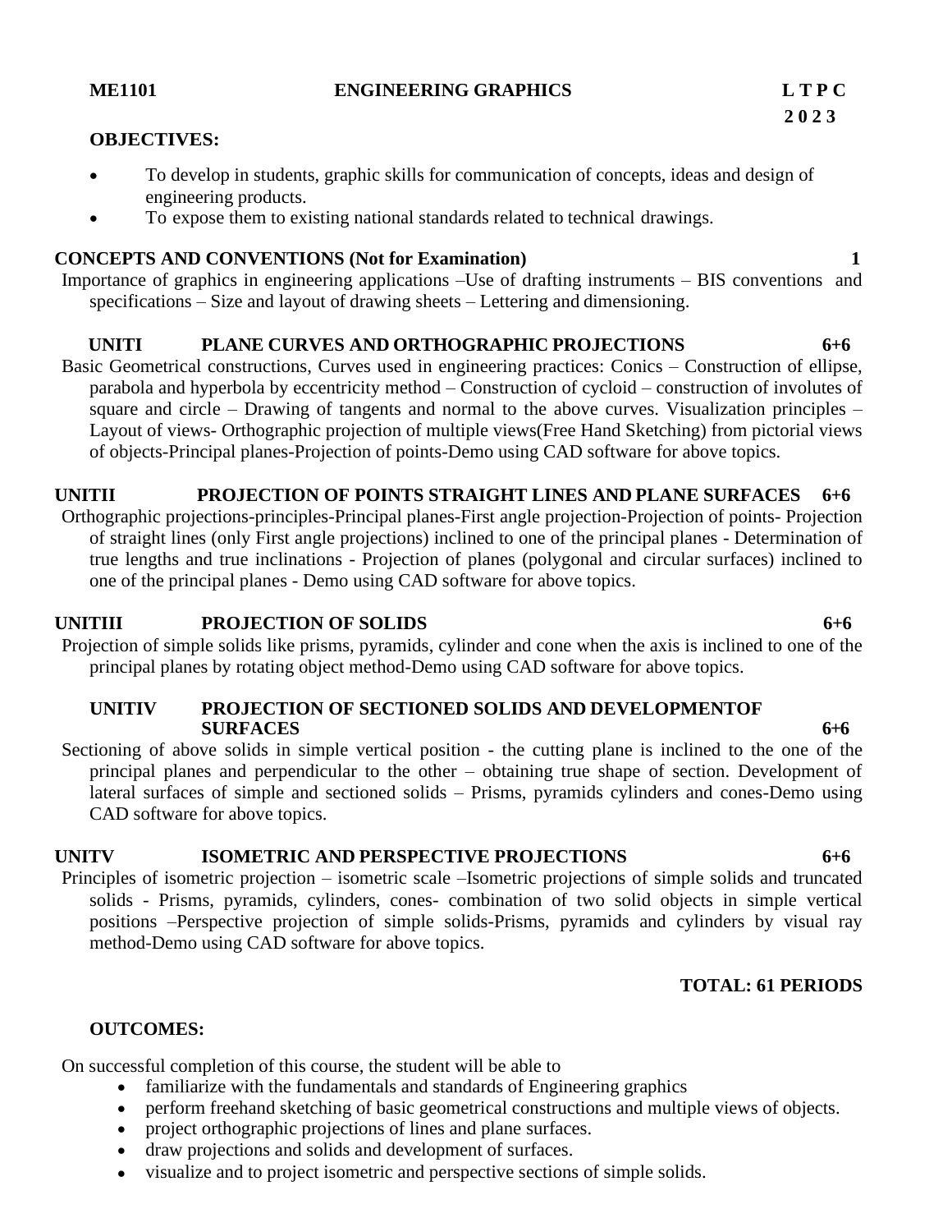**ME1101 ENGINEERING GRAPHICS L T P C**
**2 0 2 3**

**OBJECTIVES:**

- To develop in students, graphic skills for communication of concepts, ideas and design of engineering products.
- To expose them to existing national standards related to technical drawings.

**CONCEPTS AND CONVENTIONS (Not for Examination) 1**

Importance of graphics in engineering applications –Use of drafting instruments – BIS conventions and specifications – Size and layout of drawing sheets – Lettering and dimensioning.

**UNITI PLANE CURVES AND ORTHOGRAPHIC PROJECTIONS 6+6**

Basic Geometrical constructions, Curves used in engineering practices: Conics – Construction of ellipse, parabola and hyperbola by eccentricity method – Construction of cycloid – construction of involutes of square and circle – Drawing of tangents and normal to the above curves. Visualization principles – Layout of views- Orthographic projection of multiple views(Free Hand Sketching) from pictorial views of objects-Principal planes-Projection of points-Demo using CAD software for above topics.

**UNITII PROJECTION OF POINTS STRAIGHT LINES AND PLANE SURFACES 6+6**

Orthographic projections-principles-Principal planes-First angle projection-Projection of points- Projection of straight lines (only First angle projections) inclined to one of the principal planes - Determination of true lengths and true inclinations - Projection of planes (polygonal and circular surfaces) inclined to one of the principal planes - Demo using CAD software for above topics.

**UNITIII PROJECTION OF SOLIDS 6+6**

Projection of simple solids like prisms, pyramids, cylinder and cone when the axis is inclined to one of the principal planes by rotating object method-Demo using CAD software for above topics.

**UNITIV PROJECTION OF SECTIONED SOLIDS AND DEVELOPMENTOF SURFACES 6+6**

Sectioning of above solids in simple vertical position - the cutting plane is inclined to the one of the principal planes and perpendicular to the other – obtaining true shape of section. Development of lateral surfaces of simple and sectioned solids – Prisms, pyramids cylinders and cones-Demo using CAD software for above topics.

**UNITV ISOMETRIC AND PERSPECTIVE PROJECTIONS 6+6**

Principles of isometric projection – isometric scale –Isometric projections of simple solids and truncated solids - Prisms, pyramids, cylinders, cones- combination of two solid objects in simple vertical positions –Perspective projection of simple solids-Prisms, pyramids and cylinders by visual ray method-Demo using CAD software for above topics.

**TOTAL: 61 PERIODS**

**OUTCOMES:**

On successful completion of this course, the student will be able to

- familiarize with the fundamentals and standards of Engineering graphics
- perform freehand sketching of basic geometrical constructions and multiple views of objects.
- project orthographic projections of lines and plane surfaces.
- draw projections and solids and development of surfaces.
- visualize and to project isometric and perspective sections of simple solids.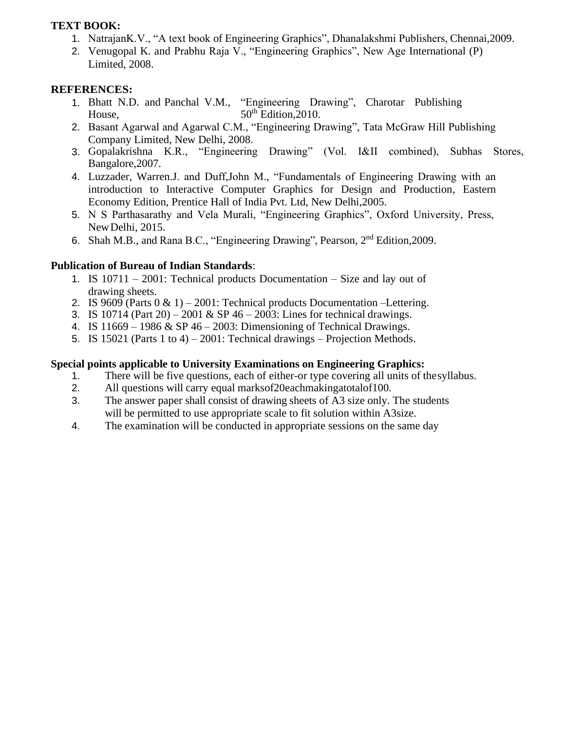**TEXT BOOK:**

1. NatrajanK.V., "A text book of Engineering Graphics", Dhanalakshmi Publishers, Chennai,2009.
2. Venugopal K. and Prabhu Raja V., "Engineering Graphics", New Age International (P) Limited, 2008.

**REFERENCES:**

1. Bhatt N.D. and Panchal V.M., "Engineering Drawing", Charotar Publishing House, 50th Edition,2010.
2. Basant Agarwal and Agarwal C.M., "Engineering Drawing", Tata McGraw Hill Publishing Company Limited, New Delhi, 2008.
3. Gopalakrishna K.R., "Engineering Drawing" (Vol. I&II combined), Subhas Stores, Bangalore,2007.
4. Luzzader, Warren.J. and Duff,John M., "Fundamentals of Engineering Drawing with an introduction to Interactive Computer Graphics for Design and Production, Eastern Economy Edition, Prentice Hall of India Pvt. Ltd, New Delhi,2005.
5. N S Parthasarathy and Vela Murali, "Engineering Graphics", Oxford University, Press, New Delhi, 2015.
6. Shah M.B., and Rana B.C., "Engineering Drawing", Pearson, 2nd Edition,2009.

**Publication of Bureau of Indian Standards**:

1. IS 10711 – 2001: Technical products Documentation – Size and lay out of drawing sheets.
2. IS 9609 (Parts 0 & 1) – 2001: Technical products Documentation –Lettering.
3. IS 10714 (Part 20) – 2001 & SP 46 – 2003: Lines for technical drawings.
4. IS 11669 – 1986 & SP 46 – 2003: Dimensioning of Technical Drawings.
5. IS 15021 (Parts 1 to 4) – 2001: Technical drawings – Projection Methods.

**Special points applicable to University Examinations on Engineering Graphics:**

1. There will be five questions, each of either-or type covering all units of thesyllabus.
2. All questions will carry equal marksof20eachmakingatotalof100.
3. The answer paper shall consist of drawing sheets of A3 size only. The students will be permitted to use appropriate scale to fit solution within A3size.
4. The examination will be conducted in appropriate sessions on the same day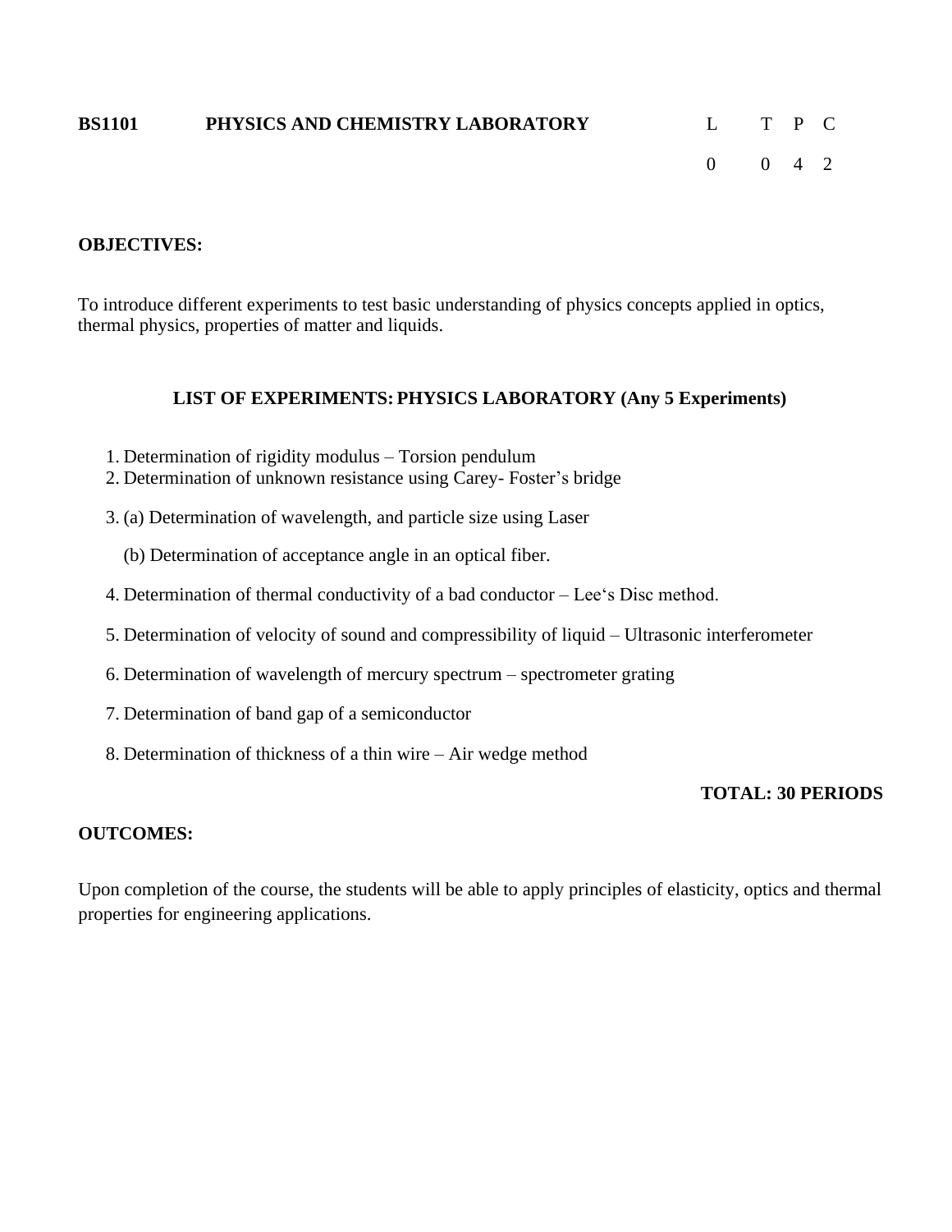**BS1101 PHYSICS AND CHEMISTRY LABORATORY**

| L | T | P | C |
|---|---|---|---|
| 0 | 0 | 4 | 2 |

**OBJECTIVES:**

To introduce different experiments to test basic understanding of physics concepts applied in optics, thermal physics, properties of matter and liquids.

**LIST OF EXPERIMENTS: PHYSICS LABORATORY (Any 5 Experiments)**

1. Determination of rigidity modulus – Torsion pendulum
2. Determination of unknown resistance using Carey- Foster's bridge
3. (a) Determination of wavelength, and particle size using Laser

   (b) Determination of acceptance angle in an optical fiber.
4. Determination of thermal conductivity of a bad conductor – Lee's Disc method.
5. Determination of velocity of sound and compressibility of liquid – Ultrasonic interferometer
6. Determination of wavelength of mercury spectrum – spectrometer grating
7. Determination of band gap of a semiconductor
8. Determination of thickness of a thin wire – Air wedge method

**TOTAL: 30 PERIODS**

**OUTCOMES:**

Upon completion of the course, the students will be able to apply principles of elasticity, optics and thermal properties for engineering applications.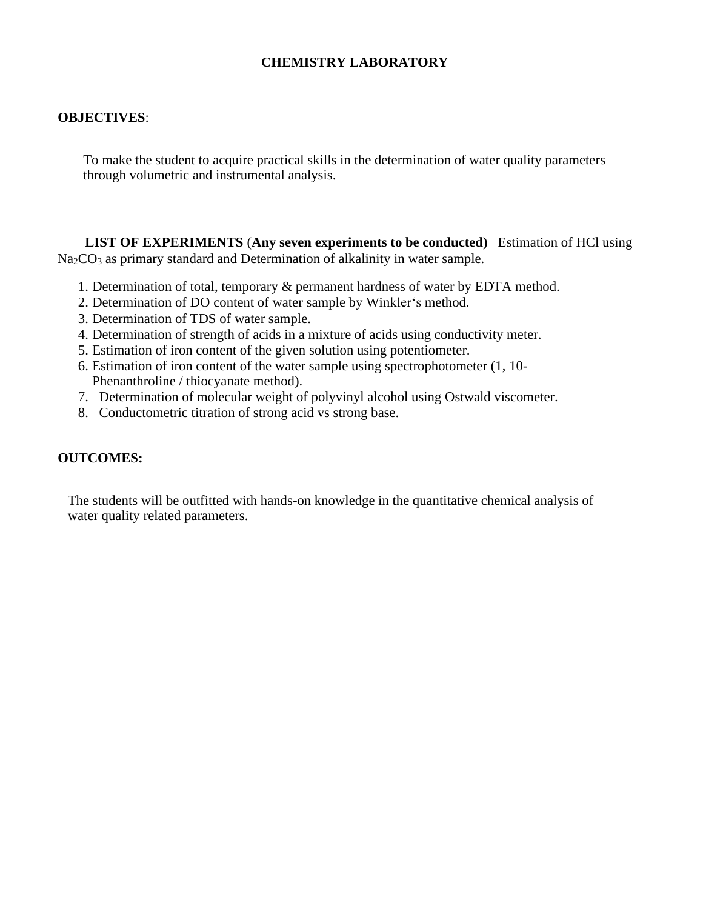# CHEMISTRY LABORATORY

**OBJECTIVES**:

To make the student to acquire practical skills in the determination of water quality parameters through volumetric and instrumental analysis.

**LIST OF EXPERIMENTS** (**Any seven experiments to be conducted)** Estimation of HCl using $Na_2CO_3$ as primary standard and Determination of alkalinity in water sample.

1. Determination of total, temporary & permanent hardness of water by EDTA method.
2. Determination of DO content of water sample by Winkler's method.
3. Determination of TDS of water sample.
4. Determination of strength of acids in a mixture of acids using conductivity meter.
5. Estimation of iron content of the given solution using potentiometer.
6. Estimation of iron content of the water sample using spectrophotometer (1, 10-Phenanthroline / thiocyanate method).
7. Determination of molecular weight of polyvinyl alcohol using Ostwald viscometer.
8. Conductometric titration of strong acid vs strong base.

**OUTCOMES:**

The students will be outfitted with hands-on knowledge in the quantitative chemical analysis of water quality related parameters.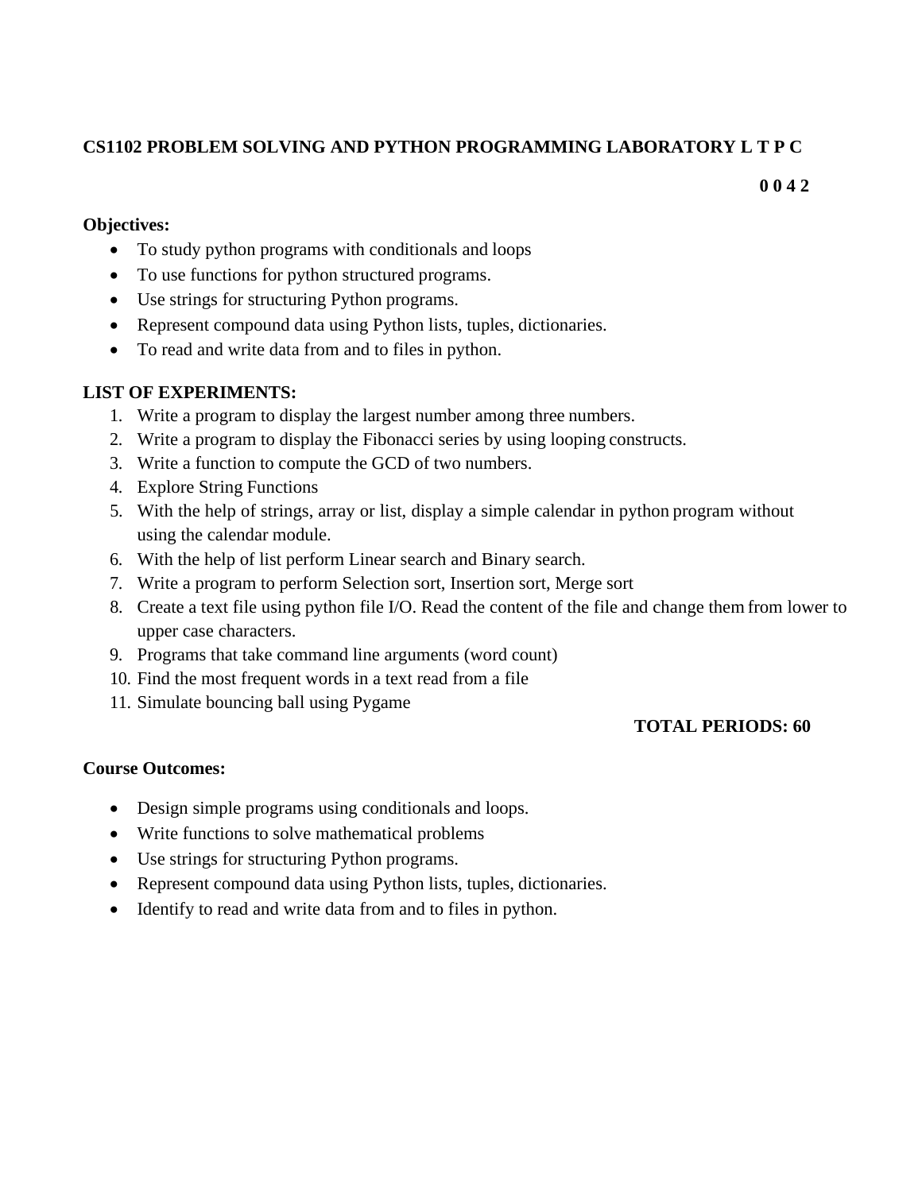**CS1102 PROBLEM SOLVING AND PYTHON PROGRAMMING LABORATORY L T P C**

**0 0 4 2**

**Objectives:**

- To study python programs with conditionals and loops
- To use functions for python structured programs.
- Use strings for structuring Python programs.
- Represent compound data using Python lists, tuples, dictionaries.
- To read and write data from and to files in python.

**LIST OF EXPERIMENTS:**

1. Write a program to display the largest number among three numbers.
2. Write a program to display the Fibonacci series by using looping constructs.
3. Write a function to compute the GCD of two numbers.
4. Explore String Functions
5. With the help of strings, array or list, display a simple calendar in python program without using the calendar module.
6. With the help of list perform Linear search and Binary search.
7. Write a program to perform Selection sort, Insertion sort, Merge sort
8. Create a text file using python file I/O. Read the content of the file and change them from lower to upper case characters.
9. Programs that take command line arguments (word count)
10. Find the most frequent words in a text read from a file
11. Simulate bouncing ball using Pygame

**TOTAL PERIODS: 60**

**Course Outcomes:**

- Design simple programs using conditionals and loops.
- Write functions to solve mathematical problems
- Use strings for structuring Python programs.
- Represent compound data using Python lists, tuples, dictionaries.
- Identify to read and write data from and to files in python.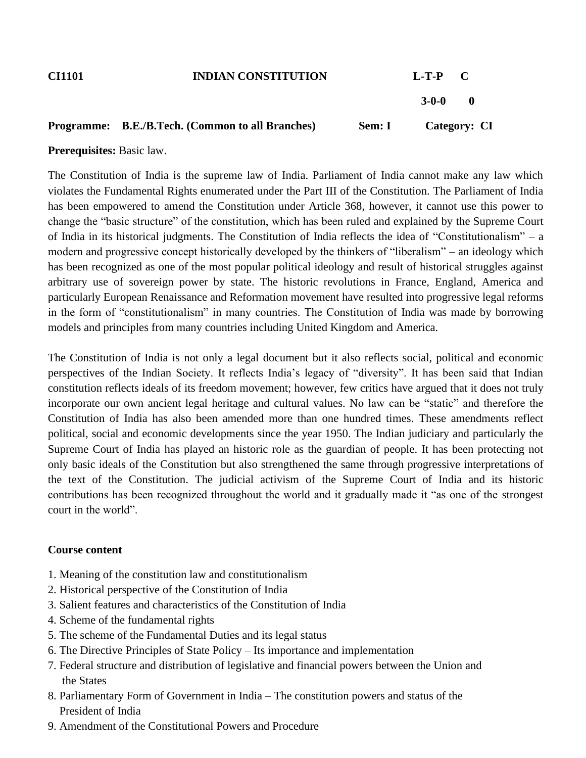**CI1101** **INDIAN CONSTITUTION** **L-T-P C**

**3-0-0 0**

**Programme: B.E./B.Tech. (Common to all Branches) Sem: I Category: CI**

**Prerequisites:** Basic law.

The Constitution of India is the supreme law of India. Parliament of India cannot make any law which violates the Fundamental Rights enumerated under the Part III of the Constitution. The Parliament of India has been empowered to amend the Constitution under Article 368, however, it cannot use this power to change the "basic structure" of the constitution, which has been ruled and explained by the Supreme Court of India in its historical judgments. The Constitution of India reflects the idea of "Constitutionalism" – a modern and progressive concept historically developed by the thinkers of "liberalism" – an ideology which has been recognized as one of the most popular political ideology and result of historical struggles against arbitrary use of sovereign power by state. The historic revolutions in France, England, America and particularly European Renaissance and Reformation movement have resulted into progressive legal reforms in the form of "constitutionalism" in many countries. The Constitution of India was made by borrowing models and principles from many countries including United Kingdom and America.

The Constitution of India is not only a legal document but it also reflects social, political and economic perspectives of the Indian Society. It reflects India's legacy of "diversity". It has been said that Indian constitution reflects ideals of its freedom movement; however, few critics have argued that it does not truly incorporate our own ancient legal heritage and cultural values. No law can be "static" and therefore the Constitution of India has also been amended more than one hundred times. These amendments reflect political, social and economic developments since the year 1950. The Indian judiciary and particularly the Supreme Court of India has played an historic role as the guardian of people. It has been protecting not only basic ideals of the Constitution but also strengthened the same through progressive interpretations of the text of the Constitution. The judicial activism of the Supreme Court of India and its historic contributions has been recognized throughout the world and it gradually made it "as one of the strongest court in the world".

**Course content**

1. Meaning of the constitution law and constitutionalism
2. Historical perspective of the Constitution of India
3. Salient features and characteristics of the Constitution of India
4. Scheme of the fundamental rights
5. The scheme of the Fundamental Duties and its legal status
6. The Directive Principles of State Policy – Its importance and implementation
7. Federal structure and distribution of legislative and financial powers between the Union and the States
8. Parliamentary Form of Government in India – The constitution powers and status of the President of India
9. Amendment of the Constitutional Powers and Procedure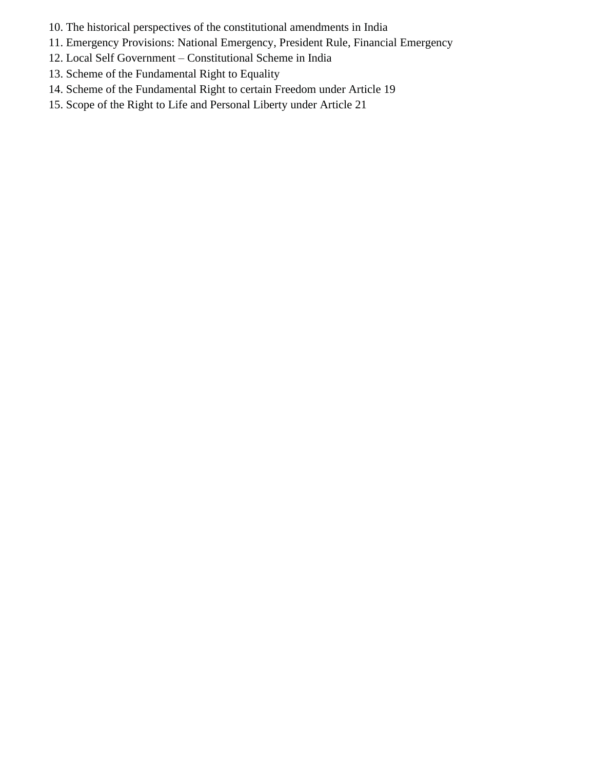10. The historical perspectives of the constitutional amendments in India
11. Emergency Provisions: National Emergency, President Rule, Financial Emergency
12. Local Self Government – Constitutional Scheme in India
13. Scheme of the Fundamental Right to Equality
14. Scheme of the Fundamental Right to certain Freedom under Article 19
15. Scope of the Right to Life and Personal Liberty under Article 21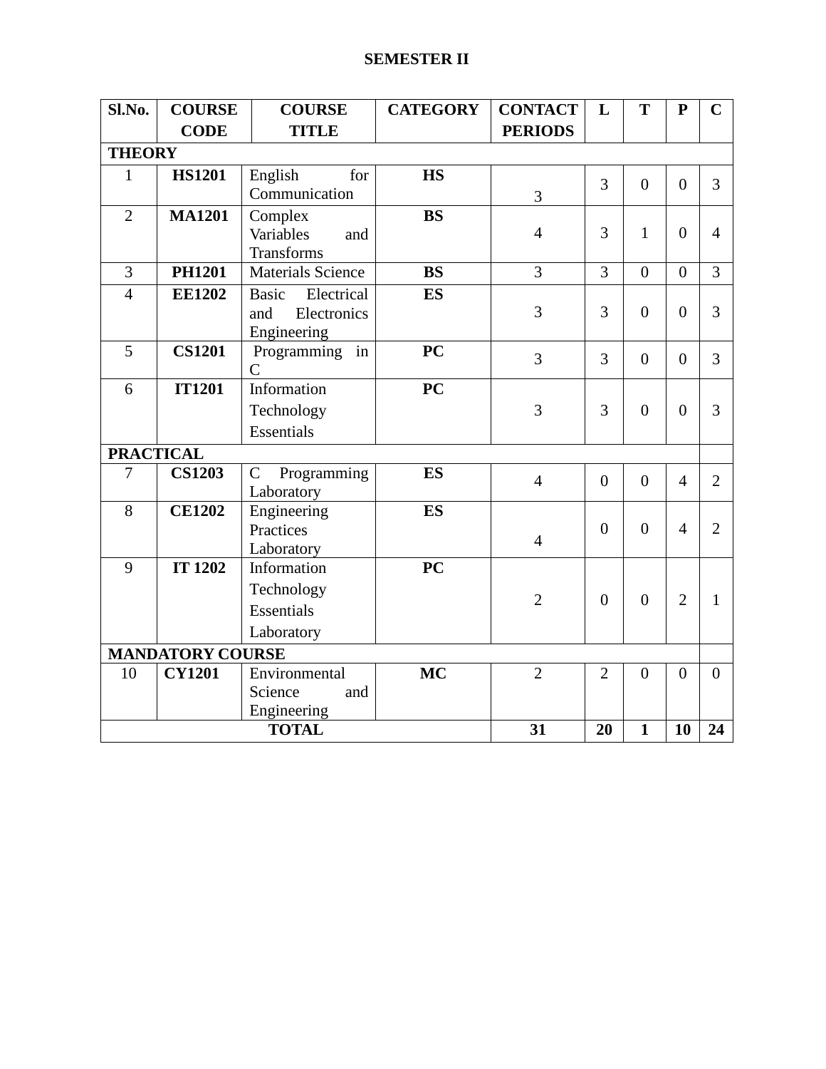# SEMESTER II

| Sl.No. | COURSE CODE | COURSE TITLE | CATEGORY | CONTACT PERIODS | L | T | P | C |
|---|---|---|---|---|---|---|---|---|
| **THEORY** | | | | | | | | |
| 1 | **HS1201** | English for Communication | **HS** | 3 | 3 | 0 | 0 | 3 |
| 2 | **MA1201** | Complex Variables and Transforms | **BS** | 4 | 3 | 1 | 0 | 4 |
| 3 | **PH1201** | Materials Science | **BS** | 3 | 3 | 0 | 0 | 3 |
| 4 | **EE1202** | Basic Electrical and Electronics Engineering | **ES** | 3 | 3 | 0 | 0 | 3 |
| 5 | **CS1201** | Programming in C | **PC** | 3 | 3 | 0 | 0 | 3 |
| 6 | **IT1201** | Information Technology Essentials | **PC** | 3 | 3 | 0 | 0 | 3 |
| **PRACTICAL** | | | | | | | | |
| 7 | **CS1203** | C Programming Laboratory | **ES** | 4 | 0 | 0 | 4 | 2 |
| 8 | **CE1202** | Engineering Practices Laboratory | **ES** | 4 | 0 | 0 | 4 | 2 |
| 9 | **IT 1202** | Information Technology Essentials Laboratory | **PC** | 2 | 0 | 0 | 2 | 1 |
| **MANDATORY COURSE** | | | | | | | | |
| 10 | **CY1201** | Environmental Science and Engineering | **MC** | 2 | 2 | 0 | 0 | 0 |
| **TOTAL** | | | | **31** | **20** | **1** | **10** | **24** |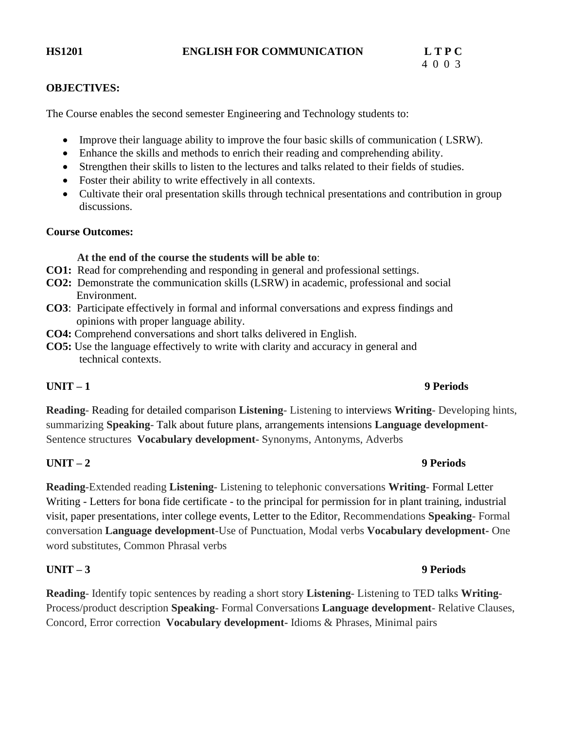**HS1201 ENGLISH FOR COMMUNICATION**

| L | T | P | C |
|---|---|---|---|
| 4 | 0 | 0 | 3 |

**OBJECTIVES:**

The Course enables the second semester Engineering and Technology students to:

- Improve their language ability to improve the four basic skills of communication ( LSRW).
- Enhance the skills and methods to enrich their reading and comprehending ability.
- Strengthen their skills to listen to the lectures and talks related to their fields of studies.
- Foster their ability to write effectively in all contexts.
- Cultivate their oral presentation skills through technical presentations and contribution in group discussions.

**Course Outcomes:**

**At the end of the course the students will be able to**:

**CO1:** Read for comprehending and responding in general and professional settings.
**CO2:** Demonstrate the communication skills (LSRW) in academic, professional and social Environment.
**CO3**: Participate effectively in formal and informal conversations and express findings and opinions with proper language ability.
**CO4:** Comprehend conversations and short talks delivered in English.
**CO5:** Use the language effectively to write with clarity and accuracy in general and technical contexts.

**UNIT – 1 9 Periods**

**Reading**- Reading for detailed comparison **Listening**- Listening to interviews **Writing**- Developing hints, summarizing **Speaking**- Talk about future plans, arrangements intensions **Language development**- Sentence structures **Vocabulary development-** Synonyms, Antonyms, Adverbs

**UNIT – 2 9 Periods**

**Reading**-Extended reading **Listening**- Listening to telephonic conversations **Writing**- Formal Letter Writing - Letters for bona fide certificate - to the principal for permission for in plant training, industrial visit, paper presentations, inter college events, Letter to the Editor, Recommendations **Speaking**- Formal conversation **Language development**-Use of Punctuation, Modal verbs **Vocabulary development-** One word substitutes, Common Phrasal verbs

**UNIT – 3 9 Periods**

**Reading**- Identify topic sentences by reading a short story **Listening**- Listening to TED talks **Writing**- Process/product description **Speaking**- Formal Conversations **Language development**- Relative Clauses, Concord, Error correction **Vocabulary development-** Idioms & Phrases, Minimal pairs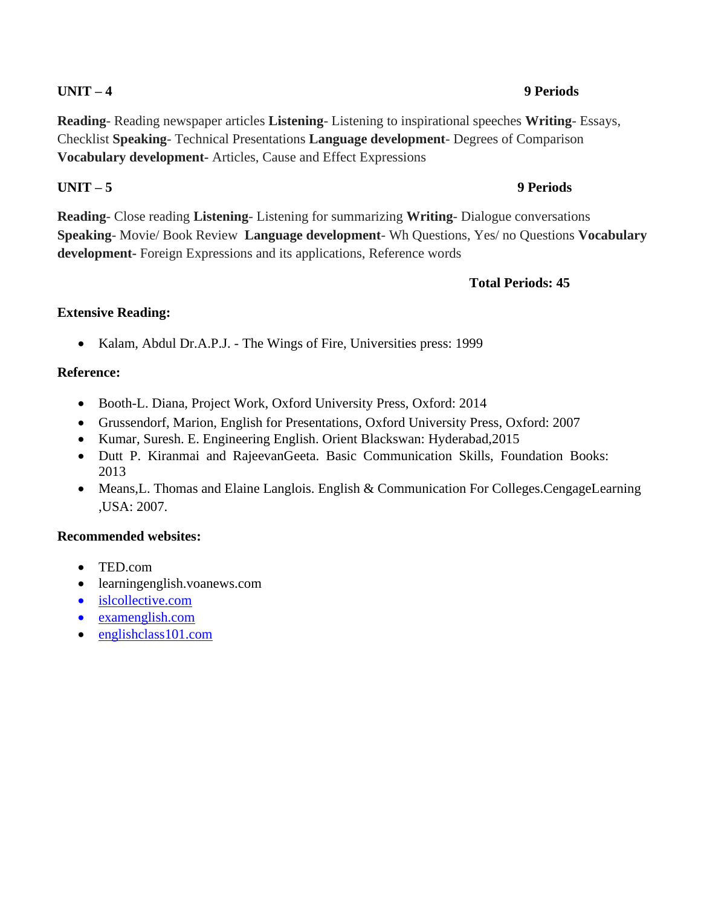**UNIT – 4** **9 Periods**

**Reading**- Reading newspaper articles **Listening**- Listening to inspirational speeches **Writing**- Essays, Checklist **Speaking**- Technical Presentations **Language development**- Degrees of Comparison **Vocabulary development-** Articles, Cause and Effect Expressions

**UNIT – 5** **9 Periods**

**Reading**- Close reading **Listening**- Listening for summarizing **Writing-** Dialogue conversations **Speaking**- Movie/ Book Review **Language development**- Wh Questions, Yes/ no Questions **Vocabulary development-** Foreign Expressions and its applications, Reference words

**Total Periods: 45**

**Extensive Reading:**

- Kalam, Abdul Dr.A.P.J. - The Wings of Fire, Universities press: 1999

**Reference:**

- Booth-L. Diana, Project Work, Oxford University Press, Oxford: 2014
- Grussendorf, Marion, English for Presentations, Oxford University Press, Oxford: 2007
- Kumar, Suresh. E. Engineering English. Orient Blackswan: Hyderabad,2015
- Dutt P. Kiranmai and RajeevanGeeta. Basic Communication Skills, Foundation Books: 2013
- Means,L. Thomas and Elaine Langlois. English & Communication For Colleges.CengageLearning ,USA: 2007.

**Recommended websites:**

- TED.com
- learningenglish.voanews.com
- islcollective.com
- examenglish.com
- englishclass101.com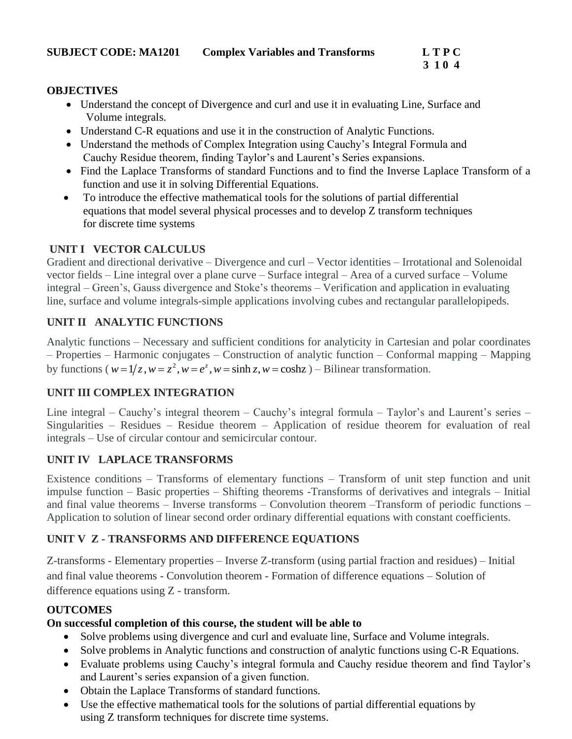**SUBJECT CODE: MA1201 Complex Variables and Transforms**

| L | T | P | C |
|---|---|---|---|
| 3 | 1 | 0 | 4 |

### OBJECTIVES

- Understand the concept of Divergence and curl and use it in evaluating Line, Surface and Volume integrals.
- Understand C-R equations and use it in the construction of Analytic Functions.
- Understand the methods of Complex Integration using Cauchy's Integral Formula and Cauchy Residue theorem, finding Taylor's and Laurent's Series expansions.
- Find the Laplace Transforms of standard Functions and to find the Inverse Laplace Transform of a function and use it in solving Differential Equations.
- To introduce the effective mathematical tools for the solutions of partial differential equations that model several physical processes and to develop Z transform techniques for discrete time systems

### UNIT I VECTOR CALCULUS

Gradient and directional derivative – Divergence and curl – Vector identities – Irrotational and Solenoidal vector fields – Line integral over a plane curve – Surface integral – Area of a curved surface – Volume integral – Green's, Gauss divergence and Stoke's theorems – Verification and application in evaluating line, surface and volume integrals-simple applications involving cubes and rectangular parallelopipeds.

### UNIT II ANALYTIC FUNCTIONS

Analytic functions – Necessary and sufficient conditions for analyticity in Cartesian and polar coordinates – Properties – Harmonic conjugates – Construction of analytic function – Conformal mapping – Mapping by functions ( $w = 1/z$, $w = z^2$, $w = e^z$, $w = \sinh z$, $w = \cosh z$ ) – Bilinear transformation.

### UNIT III COMPLEX INTEGRATION

Line integral – Cauchy's integral theorem – Cauchy's integral formula – Taylor's and Laurent's series – Singularities – Residues – Residue theorem – Application of residue theorem for evaluation of real integrals – Use of circular contour and semicircular contour.

### UNIT IV LAPLACE TRANSFORMS

Existence conditions – Transforms of elementary functions – Transform of unit step function and unit impulse function – Basic properties – Shifting theorems -Transforms of derivatives and integrals – Initial and final value theorems – Inverse transforms – Convolution theorem –Transform of periodic functions – Application to solution of linear second order ordinary differential equations with constant coefficients.

### UNIT V Z - TRANSFORMS AND DIFFERENCE EQUATIONS

Z-transforms - Elementary properties – Inverse Z-transform (using partial fraction and residues) – Initial and final value theorems - Convolution theorem - Formation of difference equations – Solution of difference equations using Z - transform.

### OUTCOMES

**On successful completion of this course, the student will be able to**

- Solve problems using divergence and curl and evaluate line, Surface and Volume integrals.
- Solve problems in Analytic functions and construction of analytic functions using C-R Equations.
- Evaluate problems using Cauchy's integral formula and Cauchy residue theorem and find Taylor's and Laurent's series expansion of a given function.
- Obtain the Laplace Transforms of standard functions.
- Use the effective mathematical tools for the solutions of partial differential equations by using Z transform techniques for discrete time systems.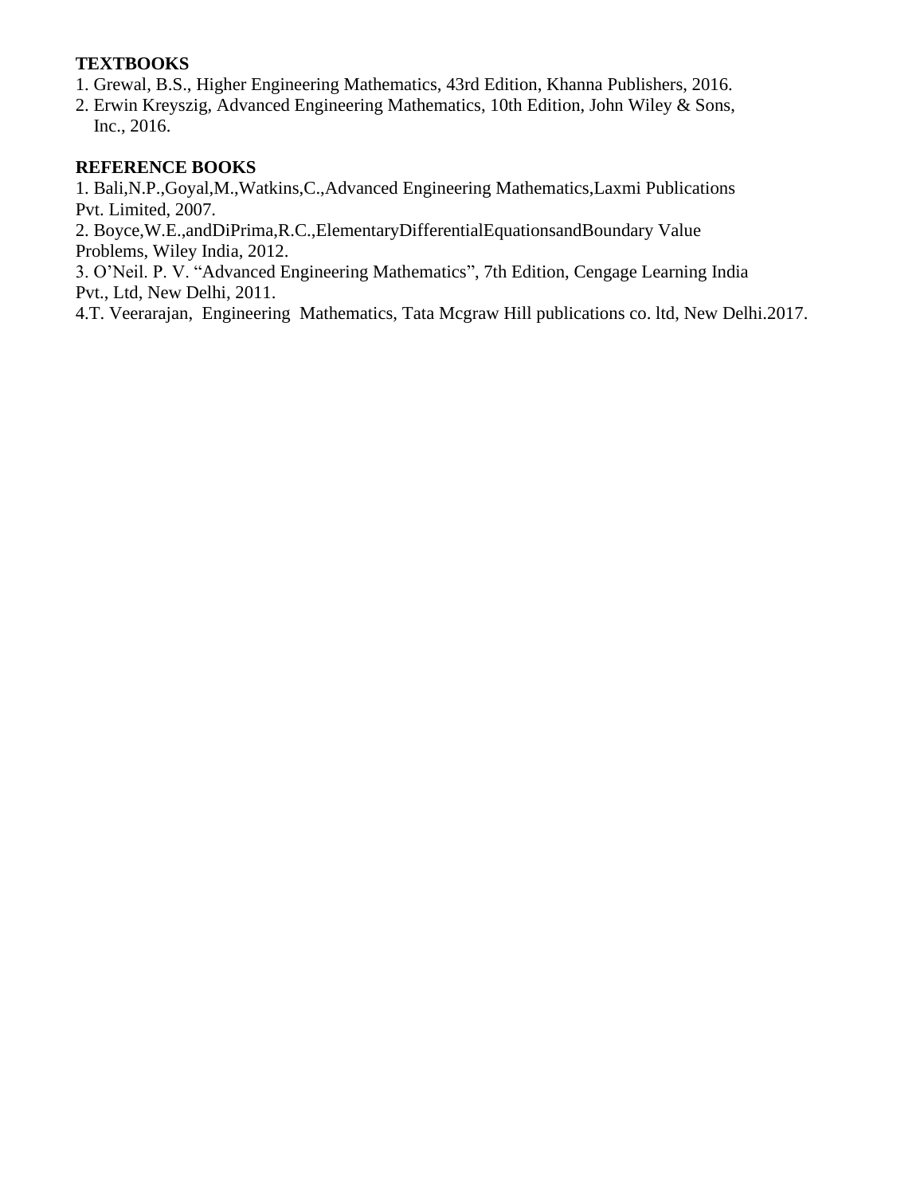**TEXTBOOKS**

1. Grewal, B.S., Higher Engineering Mathematics, 43rd Edition, Khanna Publishers, 2016.
2. Erwin Kreyszig, Advanced Engineering Mathematics, 10th Edition, John Wiley & Sons, Inc., 2016.

**REFERENCE BOOKS**

1. Bali,N.P.,Goyal,M.,Watkins,C.,Advanced Engineering Mathematics,Laxmi Publications Pvt. Limited, 2007.
2. Boyce,W.E.,andDiPrima,R.C.,ElementaryDifferentialEquationsandBoundary Value Problems, Wiley India, 2012.
3. O'Neil. P. V. "Advanced Engineering Mathematics", 7th Edition, Cengage Learning India Pvt., Ltd, New Delhi, 2011.
4. T. Veerarajan, Engineering Mathematics, Tata Mcgraw Hill publications co. ltd, New Delhi.2017.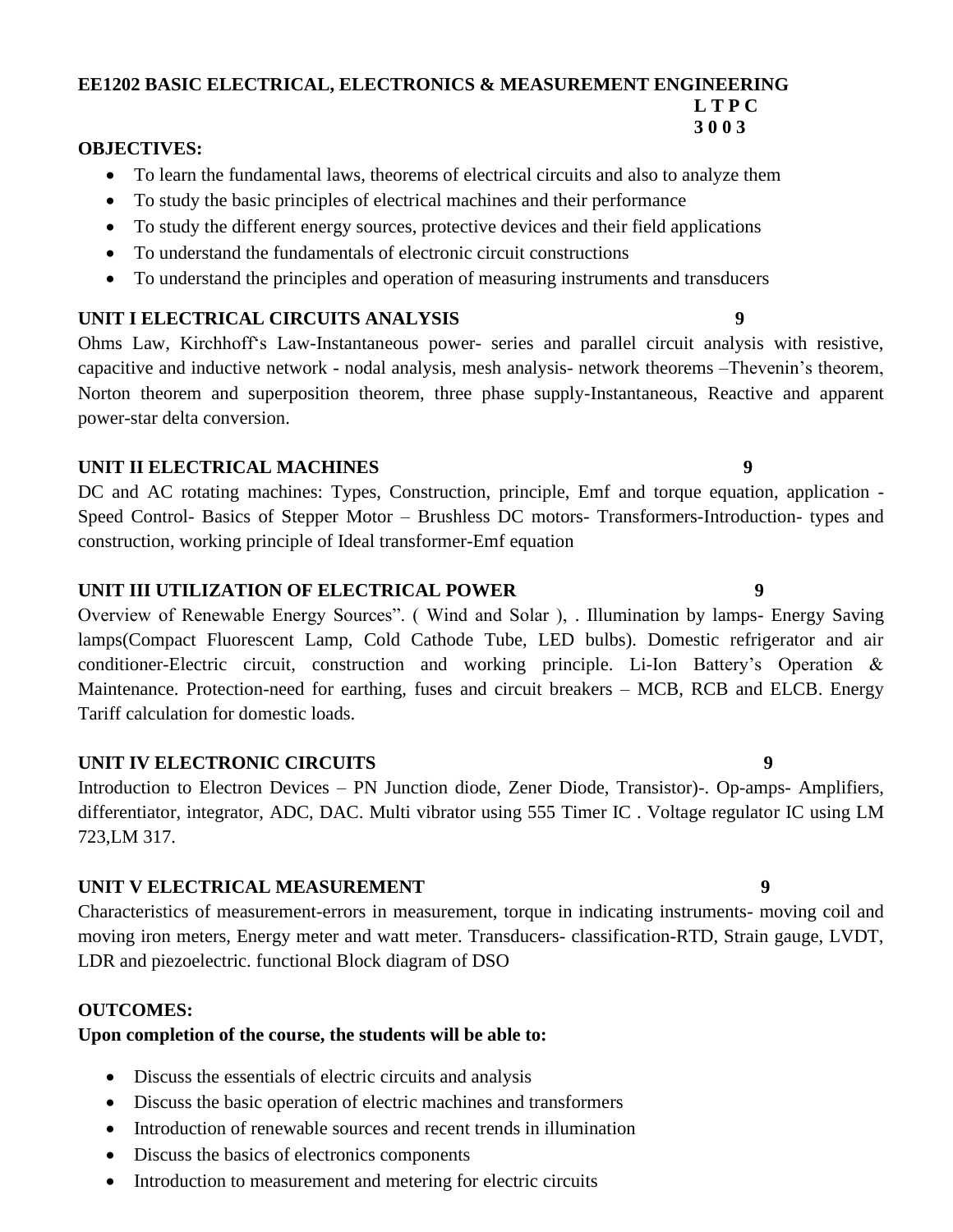**EE1202 BASIC ELECTRICAL, ELECTRONICS & MEASUREMENT ENGINEERING**

**L T P C**
**3 0 0 3**

**OBJECTIVES:**

- To learn the fundamental laws, theorems of electrical circuits and also to analyze them
- To study the basic principles of electrical machines and their performance
- To study the different energy sources, protective devices and their field applications
- To understand the fundamentals of electronic circuit constructions
- To understand the principles and operation of measuring instruments and transducers

**UNIT I ELECTRICAL CIRCUITS ANALYSIS 9**

Ohms Law, Kirchhoff's Law-Instantaneous power- series and parallel circuit analysis with resistive, capacitive and inductive network - nodal analysis, mesh analysis- network theorems –Thevenin's theorem, Norton theorem and superposition theorem, three phase supply-Instantaneous, Reactive and apparent power-star delta conversion.

**UNIT II ELECTRICAL MACHINES 9**

DC and AC rotating machines: Types, Construction, principle, Emf and torque equation, application - Speed Control- Basics of Stepper Motor – Brushless DC motors- Transformers-Introduction- types and construction, working principle of Ideal transformer-Emf equation

**UNIT III UTILIZATION OF ELECTRICAL POWER 9**

Overview of Renewable Energy Sources". ( Wind and Solar ), . Illumination by lamps- Energy Saving lamps(Compact Fluorescent Lamp, Cold Cathode Tube, LED bulbs). Domestic refrigerator and air conditioner-Electric circuit, construction and working principle. Li-Ion Battery's Operation & Maintenance. Protection-need for earthing, fuses and circuit breakers – MCB, RCB and ELCB. Energy Tariff calculation for domestic loads.

**UNIT IV ELECTRONIC CIRCUITS 9**

Introduction to Electron Devices – PN Junction diode, Zener Diode, Transistor)-. Op-amps- Amplifiers, differentiator, integrator, ADC, DAC. Multi vibrator using 555 Timer IC . Voltage regulator IC using LM 723,LM 317.

**UNIT V ELECTRICAL MEASUREMENT 9**

Characteristics of measurement-errors in measurement, torque in indicating instruments- moving coil and moving iron meters, Energy meter and watt meter. Transducers- classification-RTD, Strain gauge, LVDT, LDR and piezoelectric. functional Block diagram of DSO

**OUTCOMES:**

**Upon completion of the course, the students will be able to:**

- Discuss the essentials of electric circuits and analysis
- Discuss the basic operation of electric machines and transformers
- Introduction of renewable sources and recent trends in illumination
- Discuss the basics of electronics components
- Introduction to measurement and metering for electric circuits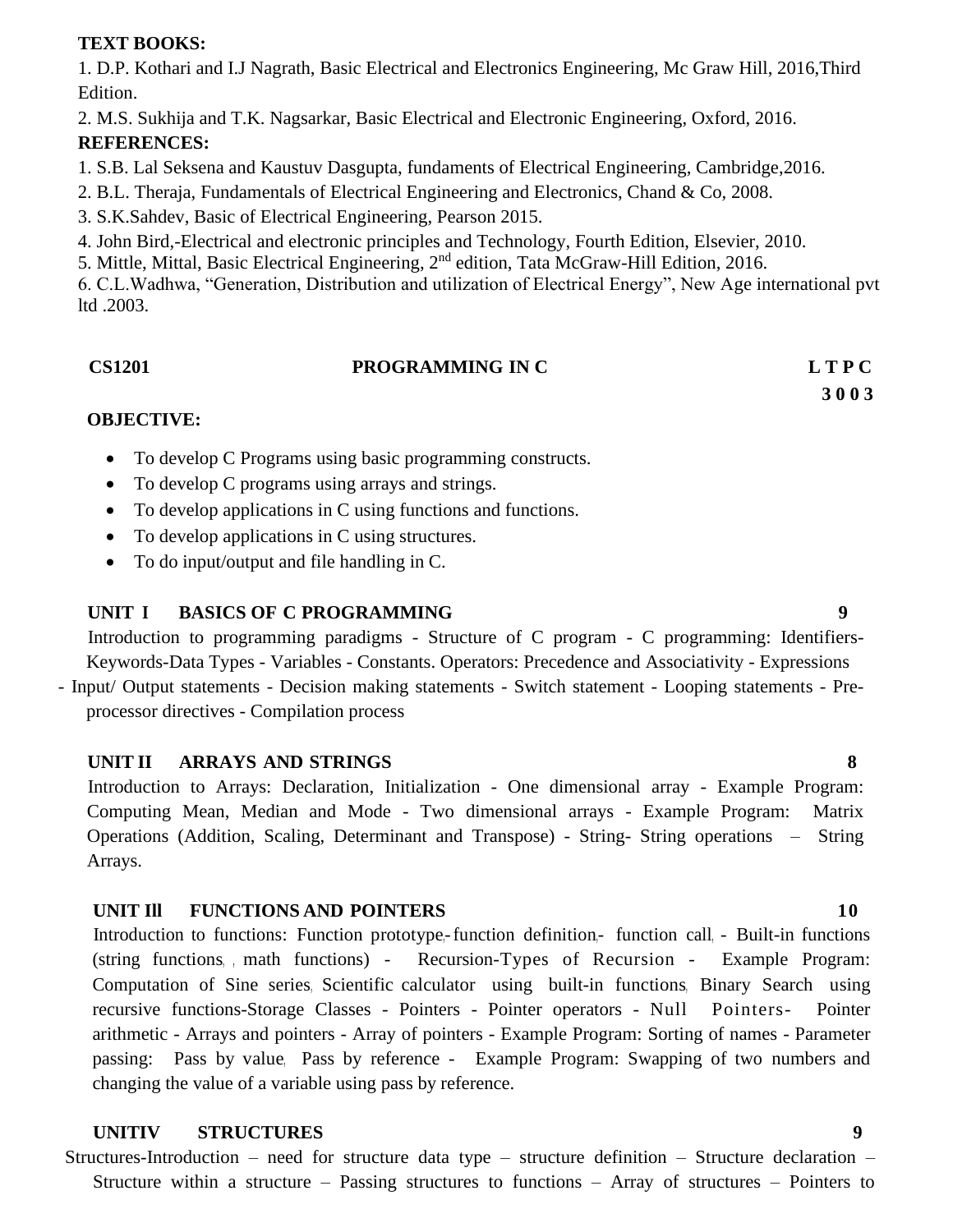**TEXT BOOKS:**

1. D.P. Kothari and I.J Nagrath, Basic Electrical and Electronics Engineering, Mc Graw Hill, 2016,Third Edition.
2. M.S. Sukhija and T.K. Nagsarkar, Basic Electrical and Electronic Engineering, Oxford, 2016.

**REFERENCES:**

1. S.B. Lal Seksena and Kaustuv Dasgupta, fundaments of Electrical Engineering, Cambridge,2016.
2. B.L. Theraja, Fundamentals of Electrical Engineering and Electronics, Chand & Co, 2008.
3. S.K.Sahdev, Basic of Electrical Engineering, Pearson 2015.
4. John Bird,-Electrical and electronic principles and Technology, Fourth Edition, Elsevier, 2010.
5. Mittle, Mittal, Basic Electrical Engineering, 2nd edition, Tata McGraw-Hill Edition, 2016.
6. C.L.Wadhwa, "Generation, Distribution and utilization of Electrical Energy", New Age international pvt ltd .2003.

## CS1201 PROGRAMMING IN C

| L | T | P | C |
|---|---|---|---|
| 3 | 0 | 0 | 3 |

**OBJECTIVE:**

- To develop C Programs using basic programming constructs.
- To develop C programs using arrays and strings.
- To develop applications in C using functions and functions.
- To develop applications in C using structures.
- To do input/output and file handling in C.

### UNIT I BASICS OF C PROGRAMMING 9

Introduction to programming paradigms - Structure of C program - C programming: Identifiers-Keywords-Data Types - Variables - Constants. Operators: Precedence and Associativity - Expressions - Input/ Output statements - Decision making statements - Switch statement - Looping statements - Pre-processor directives - Compilation process

### UNIT II ARRAYS AND STRINGS 8

Introduction to Arrays: Declaration, Initialization - One dimensional array - Example Program: Computing Mean, Median and Mode - Two dimensional arrays - Example Program: Matrix Operations (Addition, Scaling, Determinant and Transpose) - String- String operations – String Arrays.

### UNIT Ill FUNCTIONS AND POINTERS 10

Introduction to functions: Function prototype,- function definition,- function call, - Built-in functions (string functions, , math functions) - Recursion-Types of Recursion - Example Program: Computation of Sine series, Scientific calculator using built-in functions, Binary Search using recursive functions-Storage Classes - Pointers - Pointer operators - Null Pointers- Pointer arithmetic - Arrays and pointers - Array of pointers - Example Program: Sorting of names - Parameter passing: Pass by value, Pass by reference - Example Program: Swapping of two numbers and changing the value of a variable using pass by reference.

### UNITIV STRUCTURES 9

Structures-Introduction – need for structure data type – structure definition – Structure declaration – Structure within a structure – Passing structures to functions – Array of structures – Pointers to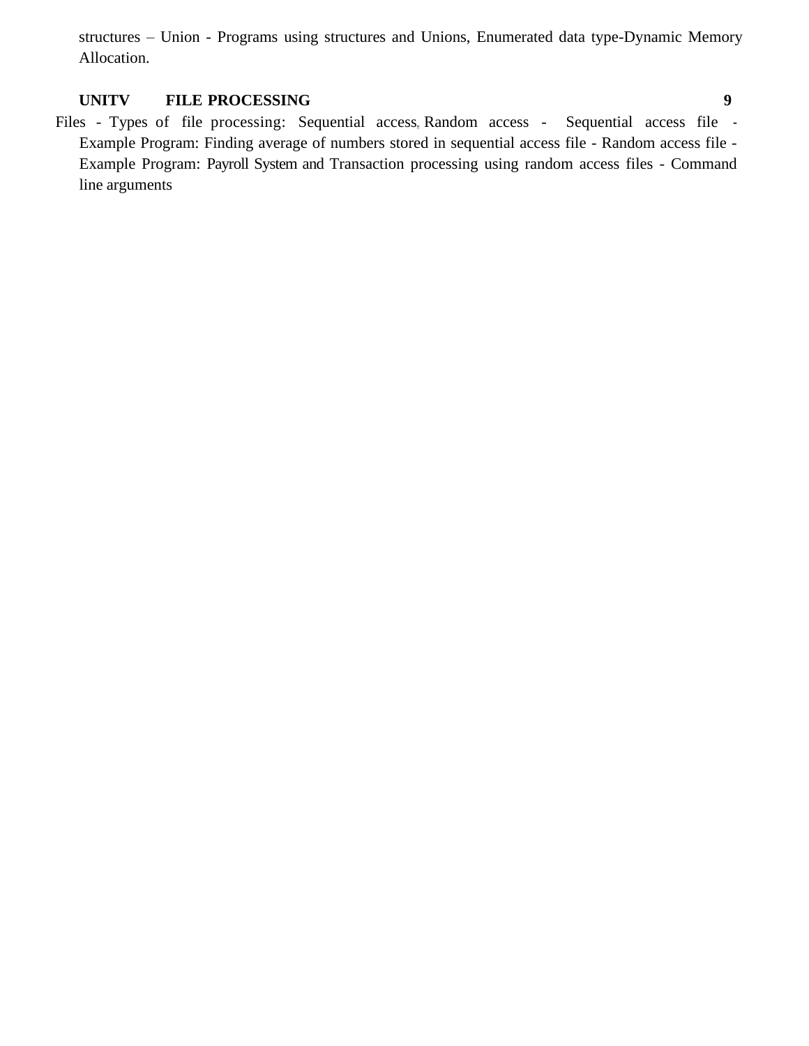structures – Union - Programs using structures and Unions, Enumerated data type-Dynamic Memory Allocation.

**UNITV FILE PROCESSING 9**

Files - Types of file processing: Sequential access, Random access - Sequential access file - Example Program: Finding average of numbers stored in sequential access file - Random access file - Example Program: Payroll System and Transaction processing using random access files - Command line arguments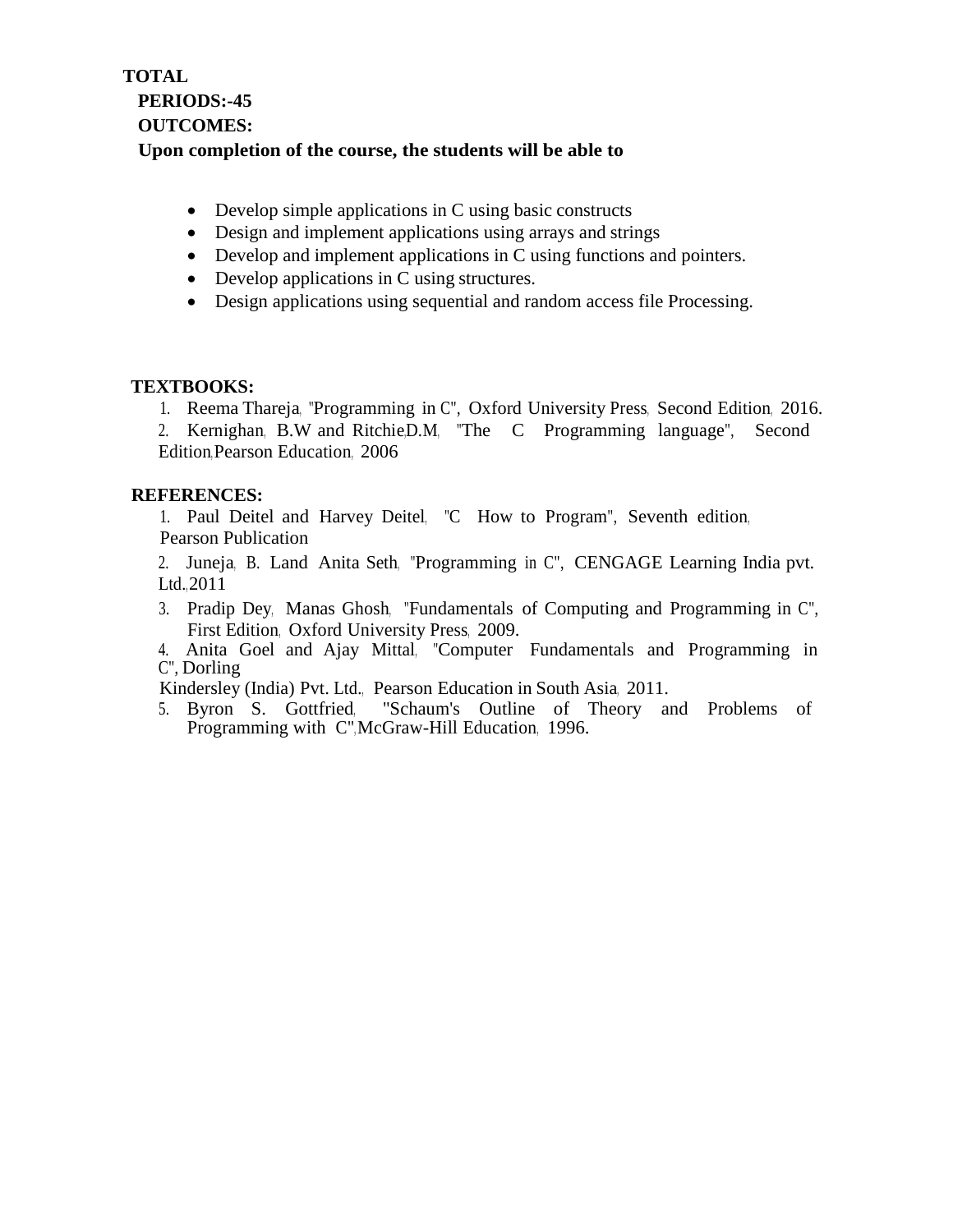**TOTAL PERIODS:-45**

**OUTCOMES:**

**Upon completion of the course, the students will be able to**

- Develop simple applications in C using basic constructs
- Design and implement applications using arrays and strings
- Develop and implement applications in C using functions and pointers.
- Develop applications in C using structures.
- Design applications using sequential and random access file Processing.

**TEXTBOOKS:**

1. Reema Thareja, "Programming in C", Oxford University Press, Second Edition, 2016.
2. Kernighan, B.W and Ritchie,D.M, "The C Programming language", Second Edition,Pearson Education, 2006

**REFERENCES:**

1. Paul Deitel and Harvey Deitel, "C How to Program", Seventh edition, Pearson Publication
2. Juneja, B. Land Anita Seth, "Programming in C", CENGAGE Learning India pvt. Ltd.,2011
3. Pradip Dey, Manas Ghosh, "Fundamentals of Computing and Programming in C", First Edition, Oxford University Press, 2009.
4. Anita Goel and Ajay Mittal, "Computer Fundamentals and Programming in C", Dorling Kindersley (India) Pvt. Ltd., Pearson Education in South Asia, 2011.
5. Byron S. Gottfried, "Schaum's Outline of Theory and Problems of Programming with C",McGraw-Hill Education, 1996.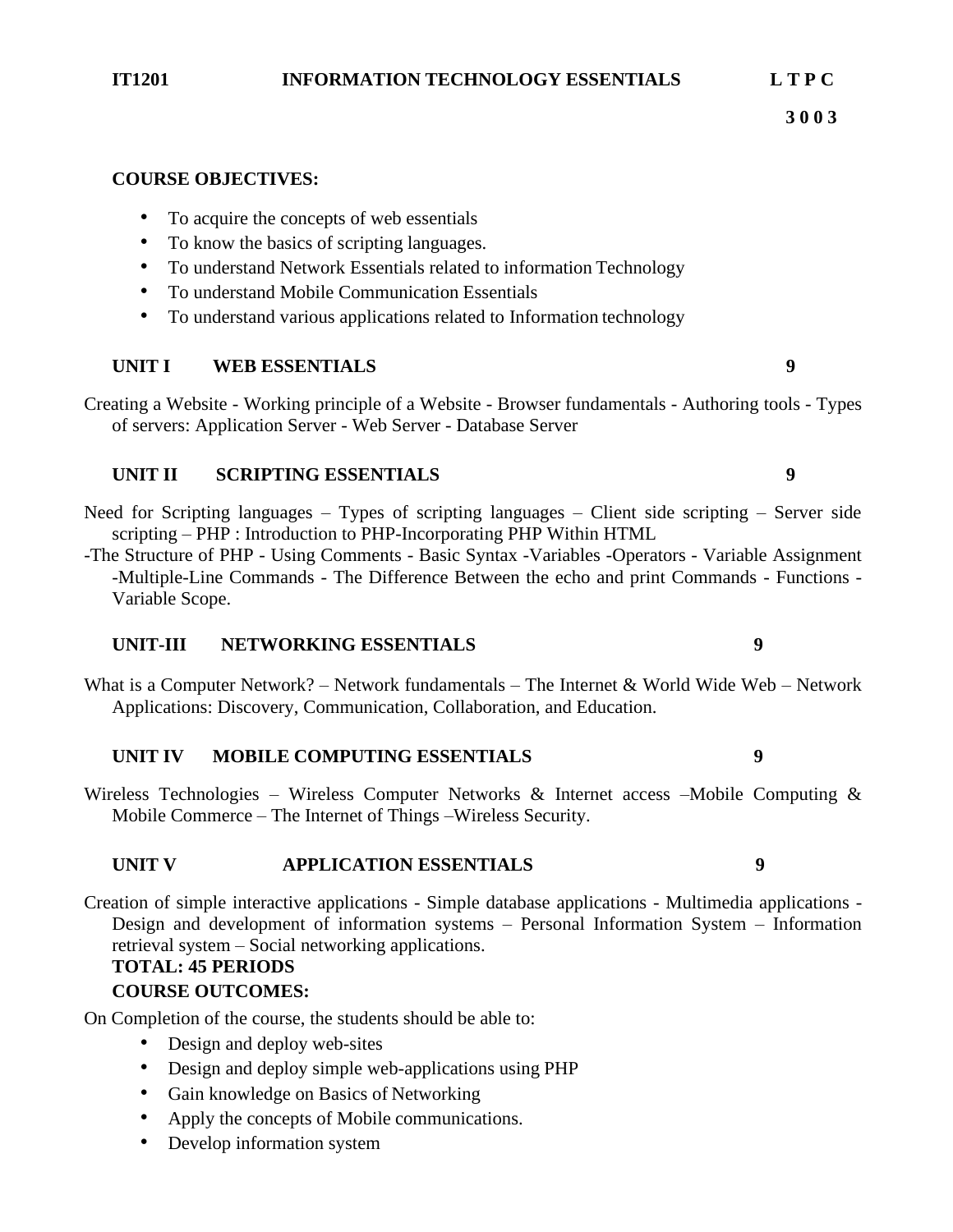**IT1201 INFORMATION TECHNOLOGY ESSENTIALS L T P C**

**3 0 0 3**

**COURSE OBJECTIVES:**

- To acquire the concepts of web essentials
- To know the basics of scripting languages.
- To understand Network Essentials related to information Technology
- To understand Mobile Communication Essentials
- To understand various applications related to Information technology

**UNIT I WEB ESSENTIALS 9**

Creating a Website - Working principle of a Website - Browser fundamentals - Authoring tools - Types of servers: Application Server - Web Server - Database Server

**UNIT II SCRIPTING ESSENTIALS 9**

Need for Scripting languages – Types of scripting languages – Client side scripting – Server side scripting – PHP : Introduction to PHP-Incorporating PHP Within HTML -The Structure of PHP - Using Comments - Basic Syntax -Variables -Operators - Variable Assignment -Multiple-Line Commands - The Difference Between the echo and print Commands - Functions - Variable Scope.

**UNIT-III NETWORKING ESSENTIALS 9**

What is a Computer Network? – Network fundamentals – The Internet & World Wide Web – Network Applications: Discovery, Communication, Collaboration, and Education.

**UNIT IV MOBILE COMPUTING ESSENTIALS 9**

Wireless Technologies – Wireless Computer Networks & Internet access –Mobile Computing & Mobile Commerce – The Internet of Things –Wireless Security.

**UNIT V APPLICATION ESSENTIALS 9**

Creation of simple interactive applications - Simple database applications - Multimedia applications - Design and development of information systems – Personal Information System – Information retrieval system – Social networking applications.

**TOTAL: 45 PERIODS**

**COURSE OUTCOMES:**

On Completion of the course, the students should be able to:

- Design and deploy web-sites
- Design and deploy simple web-applications using PHP
- Gain knowledge on Basics of Networking
- Apply the concepts of Mobile communications.
- Develop information system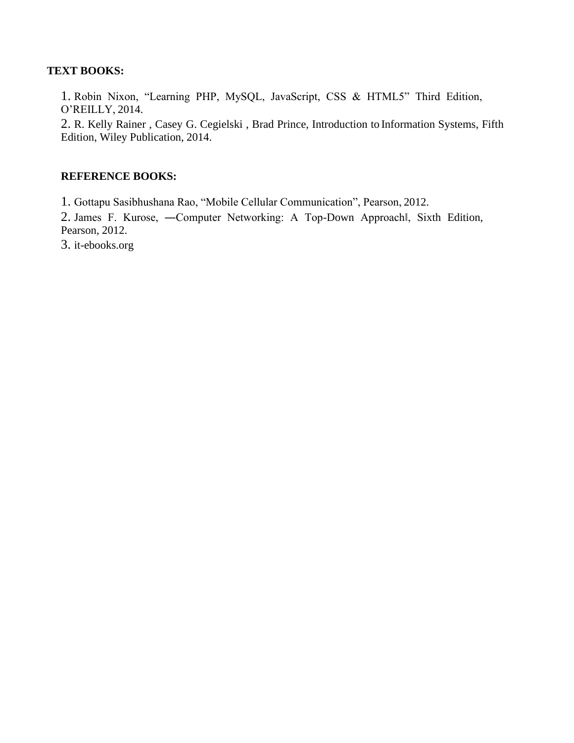**TEXT BOOKS:**

1. Robin Nixon, "Learning PHP, MySQL, JavaScript, CSS & HTML5" Third Edition, O'REILLY, 2014.
2. R. Kelly Rainer , Casey G. Cegielski , Brad Prince, Introduction to Information Systems, Fifth Edition, Wiley Publication, 2014.

**REFERENCE BOOKS:**

1. Gottapu Sasibhushana Rao, "Mobile Cellular Communication", Pearson, 2012.
2. James F. Kurose, ―Computer Networking: A Top-Down Approach‖, Sixth Edition, Pearson, 2012.
3. it-ebooks.org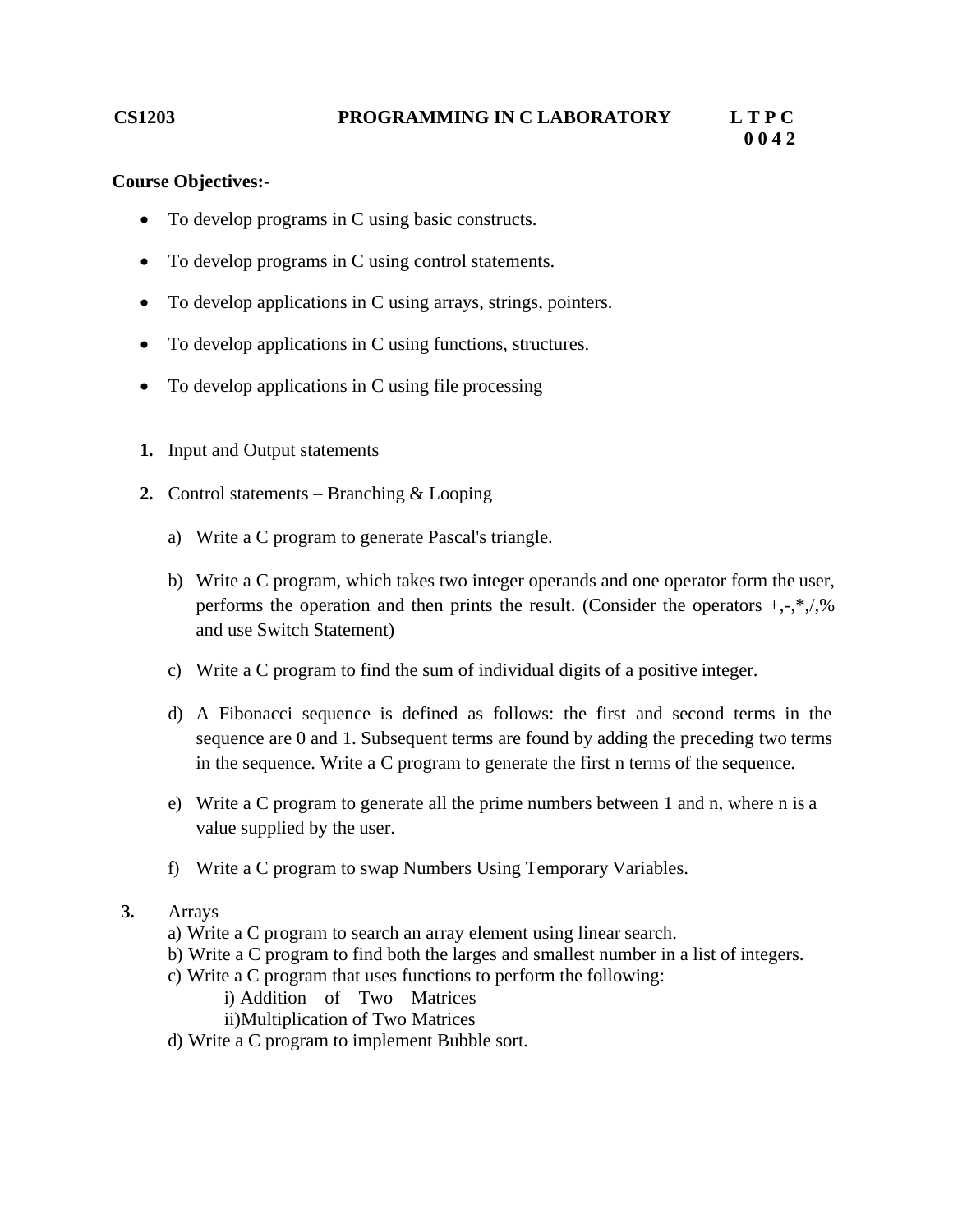**CS1203 PROGRAMMING IN C LABORATORY L T P C**
**0 0 4 2**

**Course Objectives:-**

- To develop programs in C using basic constructs.
- To develop programs in C using control statements.
- To develop applications in C using arrays, strings, pointers.
- To develop applications in C using functions, structures.
- To develop applications in C using file processing

1. Input and Output statements
2. Control statements – Branching & Looping
   a) Write a C program to generate Pascal's triangle.
   b) Write a C program, which takes two integer operands and one operator form the user, performs the operation and then prints the result. (Consider the operators +,-,*,/,% and use Switch Statement)
   c) Write a C program to find the sum of individual digits of a positive integer.
   d) A Fibonacci sequence is defined as follows: the first and second terms in the sequence are 0 and 1. Subsequent terms are found by adding the preceding two terms in the sequence. Write a C program to generate the first n terms of the sequence.
   e) Write a C program to generate all the prime numbers between 1 and n, where n is a value supplied by the user.
   f) Write a C program to swap Numbers Using Temporary Variables.
3. Arrays
   a) Write a C program to search an array element using linear search.
   b) Write a C program to find both the larges and smallest number in a list of integers.
   c) Write a C program that uses functions to perform the following:
      i) Addition of Two Matrices
      ii)Multiplication of Two Matrices
   d) Write a C program to implement Bubble sort.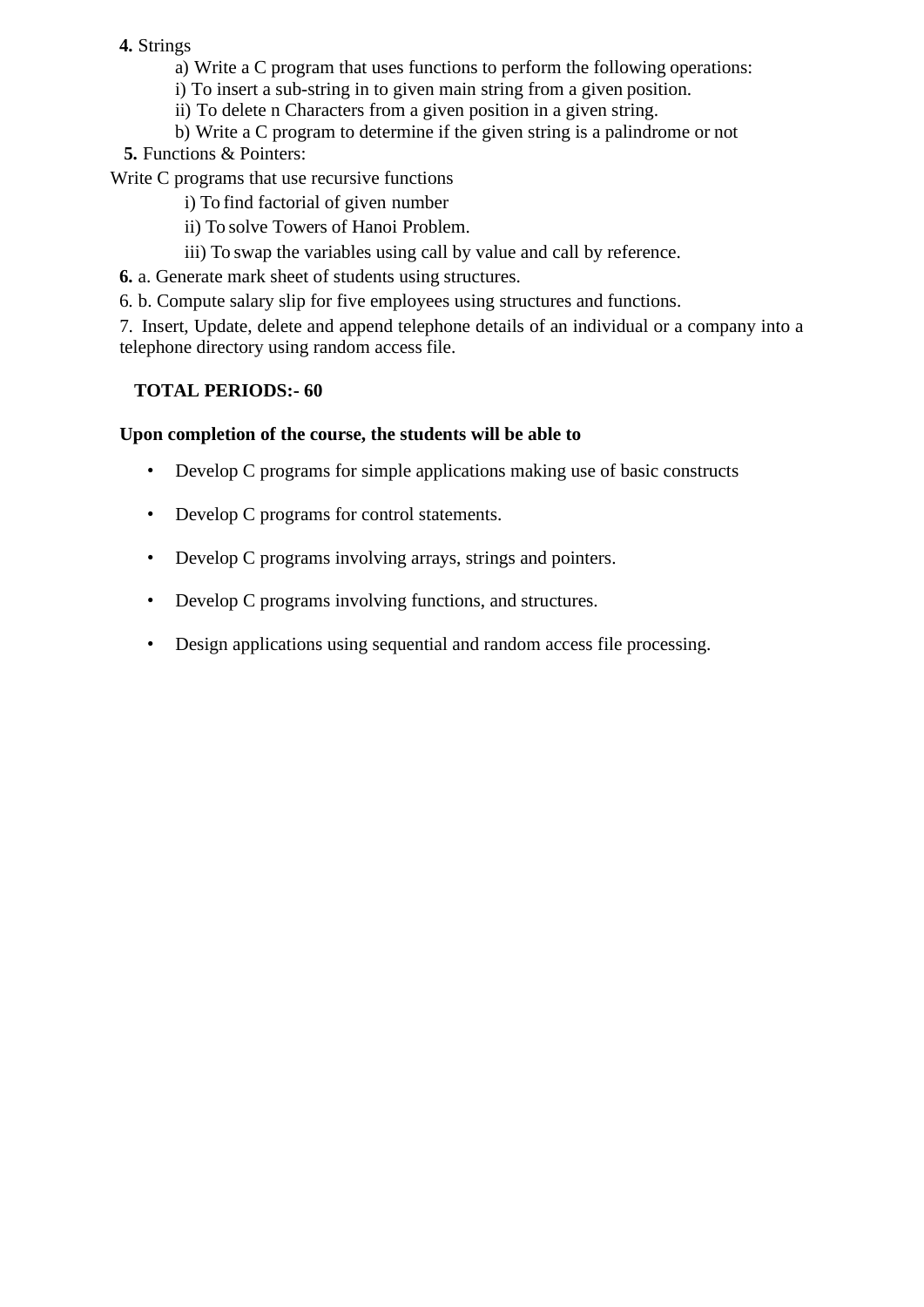**4.** Strings

a) Write a C program that uses functions to perform the following operations:

i) To insert a sub-string in to given main string from a given position.

ii) To delete n Characters from a given position in a given string.

b) Write a C program to determine if the given string is a palindrome or not

**5.** Functions & Pointers:

Write C programs that use recursive functions

i) To find factorial of given number

ii) To solve Towers of Hanoi Problem.

iii) To swap the variables using call by value and call by reference.

**6.** a. Generate mark sheet of students using structures.

6. b. Compute salary slip for five employees using structures and functions.

7. Insert, Update, delete and append telephone details of an individual or a company into a telephone directory using random access file.

**TOTAL PERIODS:- 60**

**Upon completion of the course, the students will be able to**

- Develop C programs for simple applications making use of basic constructs
- Develop C programs for control statements.
- Develop C programs involving arrays, strings and pointers.
- Develop C programs involving functions, and structures.
- Design applications using sequential and random access file processing.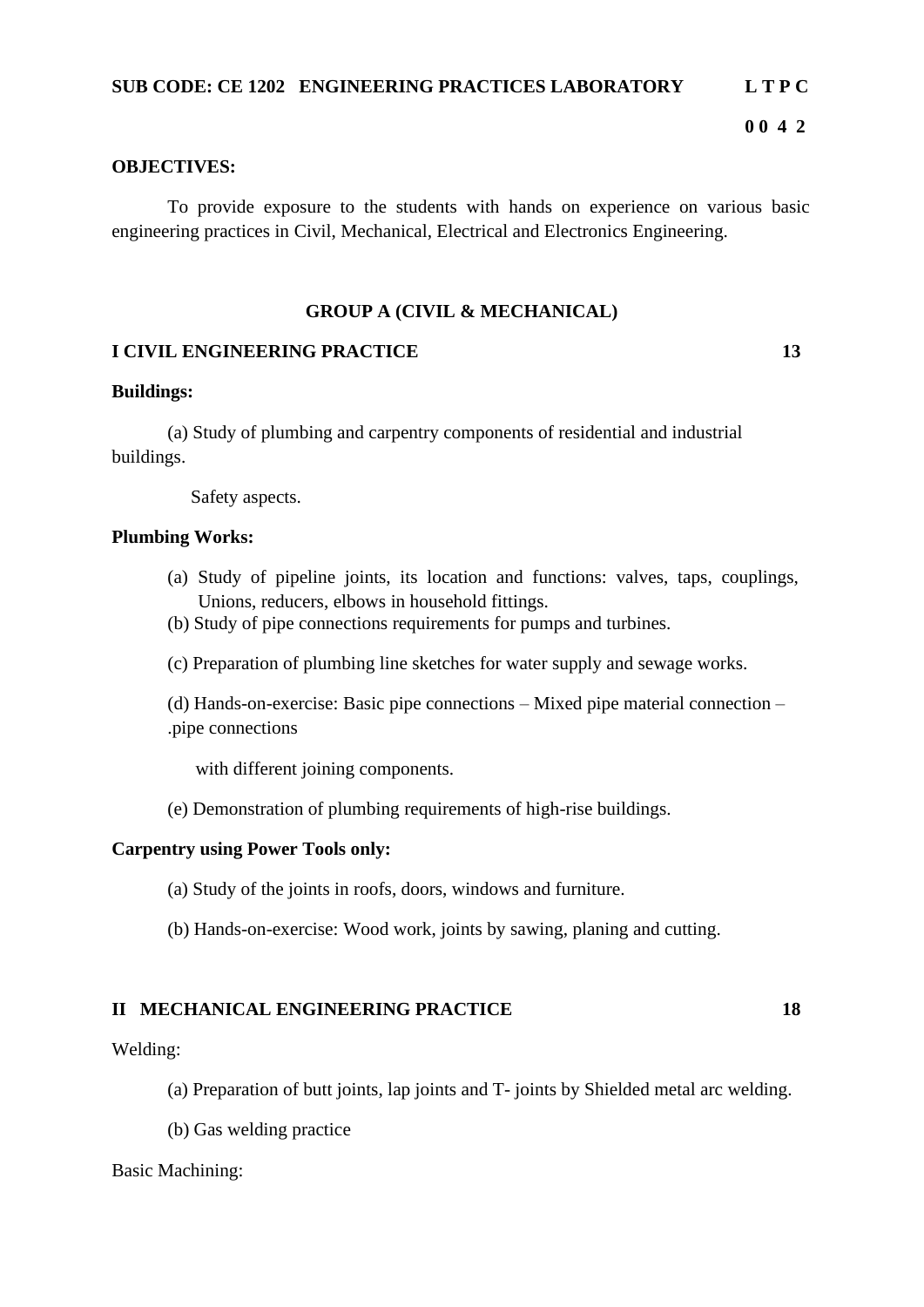**SUB CODE: CE 1202 ENGINEERING PRACTICES LABORATORY L T P C**

**0 0 4 2**

**OBJECTIVES:**

To provide exposure to the students with hands on experience on various basic engineering practices in Civil, Mechanical, Electrical and Electronics Engineering.

**GROUP A (CIVIL & MECHANICAL)**

**I CIVIL ENGINEERING PRACTICE 13**

**Buildings:**

(a) Study of plumbing and carpentry components of residential and industrial buildings.

Safety aspects.

**Plumbing Works:**

(a) Study of pipeline joints, its location and functions: valves, taps, couplings, Unions, reducers, elbows in household fittings.

(b) Study of pipe connections requirements for pumps and turbines.

(c) Preparation of plumbing line sketches for water supply and sewage works.

(d) Hands-on-exercise: Basic pipe connections – Mixed pipe material connection – .pipe connections

with different joining components.

(e) Demonstration of plumbing requirements of high-rise buildings.

**Carpentry using Power Tools only:**

(a) Study of the joints in roofs, doors, windows and furniture.

(b) Hands-on-exercise: Wood work, joints by sawing, planing and cutting.

**II MECHANICAL ENGINEERING PRACTICE 18**

Welding:

(a) Preparation of butt joints, lap joints and T- joints by Shielded metal arc welding.

(b) Gas welding practice

Basic Machining: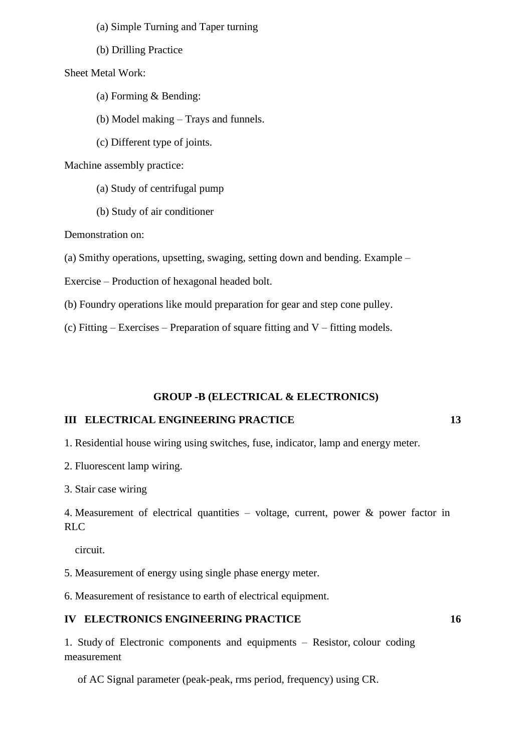(a) Simple Turning and Taper turning

(b) Drilling Practice

Sheet Metal Work:

(a) Forming & Bending:

(b) Model making – Trays and funnels.

(c) Different type of joints.

Machine assembly practice:

(a) Study of centrifugal pump

(b) Study of air conditioner

Demonstration on:

(a) Smithy operations, upsetting, swaging, setting down and bending. Example –

Exercise – Production of hexagonal headed bolt.

(b) Foundry operations like mould preparation for gear and step cone pulley.

(c) Fitting – Exercises – Preparation of square fitting and V – fitting models.

## GROUP -B (ELECTRICAL & ELECTRONICS)

### III ELECTRICAL ENGINEERING PRACTICE 13

1. Residential house wiring using switches, fuse, indicator, lamp and energy meter.
2. Fluorescent lamp wiring.
3. Stair case wiring
4. Measurement of electrical quantities – voltage, current, power & power factor in RLC circuit.
5. Measurement of energy using single phase energy meter.
6. Measurement of resistance to earth of electrical equipment.

### IV ELECTRONICS ENGINEERING PRACTICE 16

1. Study of Electronic components and equipments – Resistor, colour coding measurement of AC Signal parameter (peak-peak, rms period, frequency) using CR.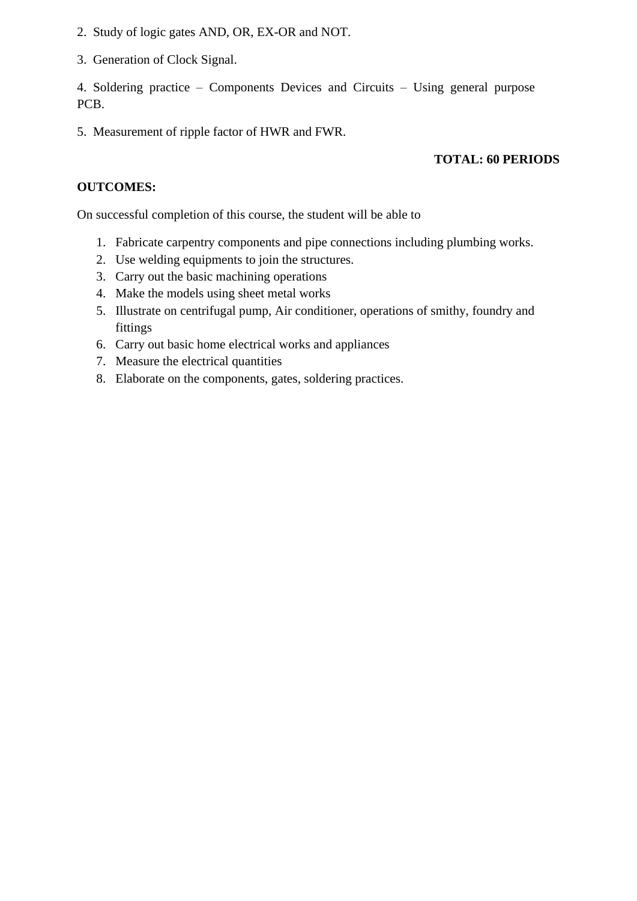2. Study of logic gates AND, OR, EX-OR and NOT.

3. Generation of Clock Signal.

4. Soldering practice – Components Devices and Circuits – Using general purpose PCB.

5. Measurement of ripple factor of HWR and FWR.

**TOTAL: 60 PERIODS**

**OUTCOMES:**

On successful completion of this course, the student will be able to

1. Fabricate carpentry components and pipe connections including plumbing works.
2. Use welding equipments to join the structures.
3. Carry out the basic machining operations
4. Make the models using sheet metal works
5. Illustrate on centrifugal pump, Air conditioner, operations of smithy, foundry and fittings
6. Carry out basic home electrical works and appliances
7. Measure the electrical quantities
8. Elaborate on the components, gates, soldering practices.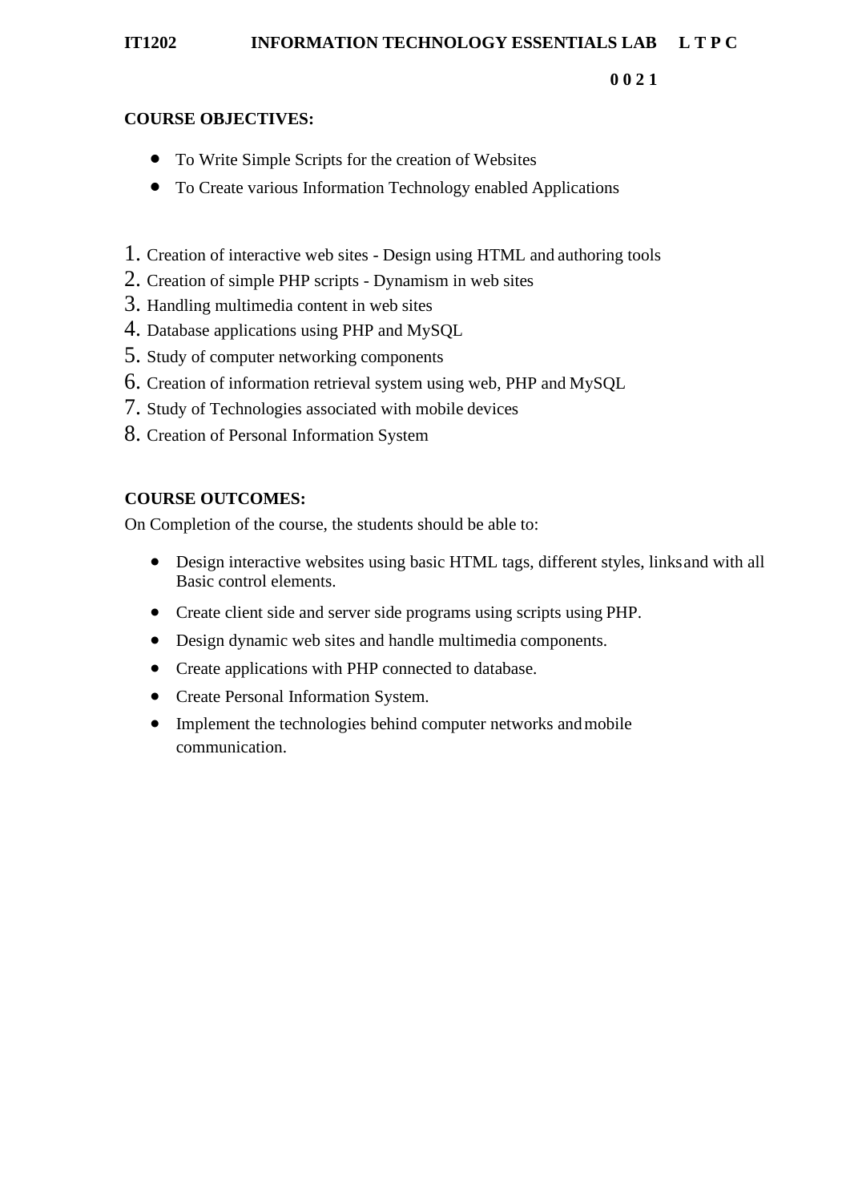**IT1202 INFORMATION TECHNOLOGY ESSENTIALS LAB L T P C**

**0 0 2 1**

**COURSE OBJECTIVES:**

- To Write Simple Scripts for the creation of Websites
- To Create various Information Technology enabled Applications

1. Creation of interactive web sites - Design using HTML and authoring tools
2. Creation of simple PHP scripts - Dynamism in web sites
3. Handling multimedia content in web sites
4. Database applications using PHP and MySQL
5. Study of computer networking components
6. Creation of information retrieval system using web, PHP and MySQL
7. Study of Technologies associated with mobile devices
8. Creation of Personal Information System

**COURSE OUTCOMES:**

On Completion of the course, the students should be able to:

- Design interactive websites using basic HTML tags, different styles, links and with all Basic control elements.
- Create client side and server side programs using scripts using PHP.
- Design dynamic web sites and handle multimedia components.
- Create applications with PHP connected to database.
- Create Personal Information System.
- Implement the technologies behind computer networks and mobile communication.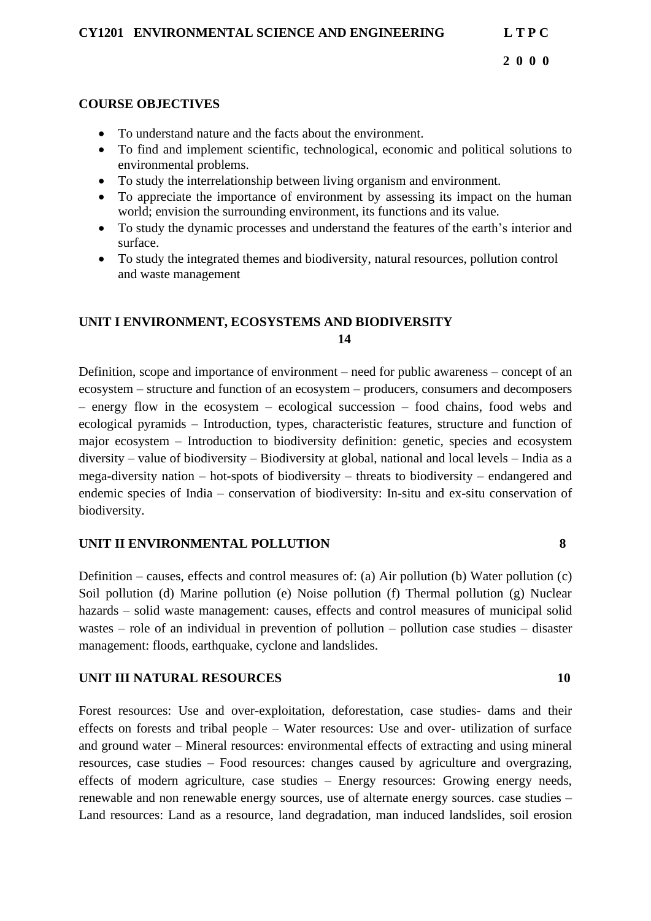**CY1201 ENVIRONMENTAL SCIENCE AND ENGINEERING L T P C**

**2 0 0 0**

**COURSE OBJECTIVES**

- To understand nature and the facts about the environment.
- To find and implement scientific, technological, economic and political solutions to environmental problems.
- To study the interrelationship between living organism and environment.
- To appreciate the importance of environment by assessing its impact on the human world; envision the surrounding environment, its functions and its value.
- To study the dynamic processes and understand the features of the earth's interior and surface.
- To study the integrated themes and biodiversity, natural resources, pollution control and waste management

**UNIT I ENVIRONMENT, ECOSYSTEMS AND BIODIVERSITY 14**

Definition, scope and importance of environment – need for public awareness – concept of an ecosystem – structure and function of an ecosystem – producers, consumers and decomposers – energy flow in the ecosystem – ecological succession – food chains, food webs and ecological pyramids – Introduction, types, characteristic features, structure and function of major ecosystem – Introduction to biodiversity definition: genetic, species and ecosystem diversity – value of biodiversity – Biodiversity at global, national and local levels – India as a mega-diversity nation – hot-spots of biodiversity – threats to biodiversity – endangered and endemic species of India – conservation of biodiversity: In-situ and ex-situ conservation of biodiversity.

**UNIT II ENVIRONMENTAL POLLUTION 8**

Definition – causes, effects and control measures of: (a) Air pollution (b) Water pollution (c) Soil pollution (d) Marine pollution (e) Noise pollution (f) Thermal pollution (g) Nuclear hazards – solid waste management: causes, effects and control measures of municipal solid wastes – role of an individual in prevention of pollution – pollution case studies – disaster management: floods, earthquake, cyclone and landslides.

**UNIT III NATURAL RESOURCES 10**

Forest resources: Use and over-exploitation, deforestation, case studies- dams and their effects on forests and tribal people – Water resources: Use and over- utilization of surface and ground water – Mineral resources: environmental effects of extracting and using mineral resources, case studies – Food resources: changes caused by agriculture and overgrazing, effects of modern agriculture, case studies – Energy resources: Growing energy needs, renewable and non renewable energy sources, use of alternate energy sources. case studies – Land resources: Land as a resource, land degradation, man induced landslides, soil erosion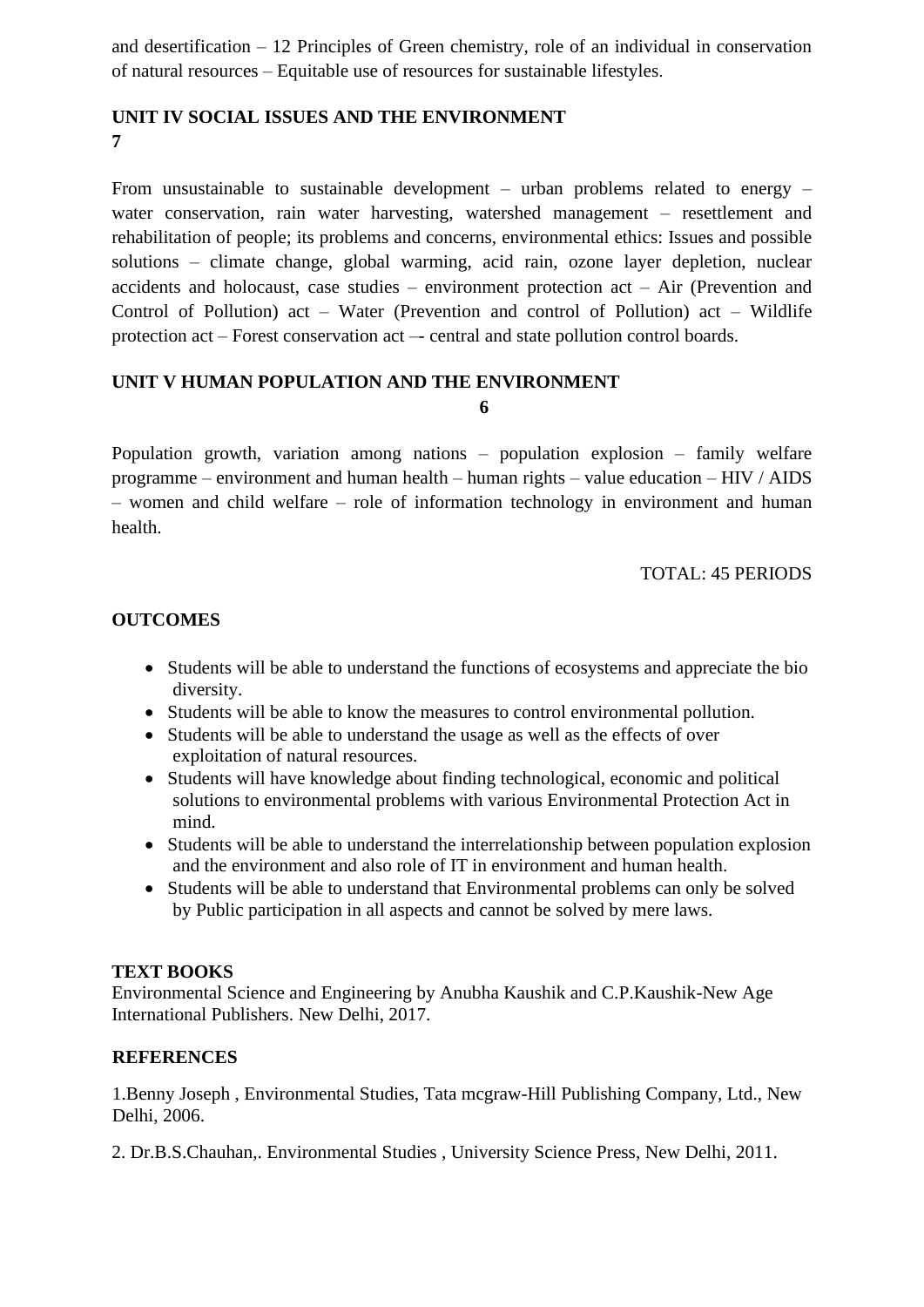and desertification – 12 Principles of Green chemistry, role of an individual in conservation of natural resources – Equitable use of resources for sustainable lifestyles.

**UNIT IV SOCIAL ISSUES AND THE ENVIRONMENT**
**7**

From unsustainable to sustainable development – urban problems related to energy – water conservation, rain water harvesting, watershed management – resettlement and rehabilitation of people; its problems and concerns, environmental ethics: Issues and possible solutions – climate change, global warming, acid rain, ozone layer depletion, nuclear accidents and holocaust, case studies – environment protection act – Air (Prevention and Control of Pollution) act – Water (Prevention and control of Pollution) act – Wildlife protection act – Forest conservation act –- central and state pollution control boards.

**UNIT V HUMAN POPULATION AND THE ENVIRONMENT**
**6**

Population growth, variation among nations – population explosion – family welfare programme – environment and human health – human rights – value education – HIV / AIDS – women and child welfare – role of information technology in environment and human health.

TOTAL: 45 PERIODS

**OUTCOMES**

- Students will be able to understand the functions of ecosystems and appreciate the bio diversity.
- Students will be able to know the measures to control environmental pollution.
- Students will be able to understand the usage as well as the effects of over exploitation of natural resources.
- Students will have knowledge about finding technological, economic and political solutions to environmental problems with various Environmental Protection Act in mind.
- Students will be able to understand the interrelationship between population explosion and the environment and also role of IT in environment and human health.
- Students will be able to understand that Environmental problems can only be solved by Public participation in all aspects and cannot be solved by mere laws.

**TEXT BOOKS**
Environmental Science and Engineering by Anubha Kaushik and C.P.Kaushik-New Age International Publishers. New Delhi, 2017.

**REFERENCES**

1.Benny Joseph , Environmental Studies, Tata mcgraw-Hill Publishing Company, Ltd., New Delhi, 2006.

2. Dr.B.S.Chauhan,. Environmental Studies , University Science Press, New Delhi, 2011.